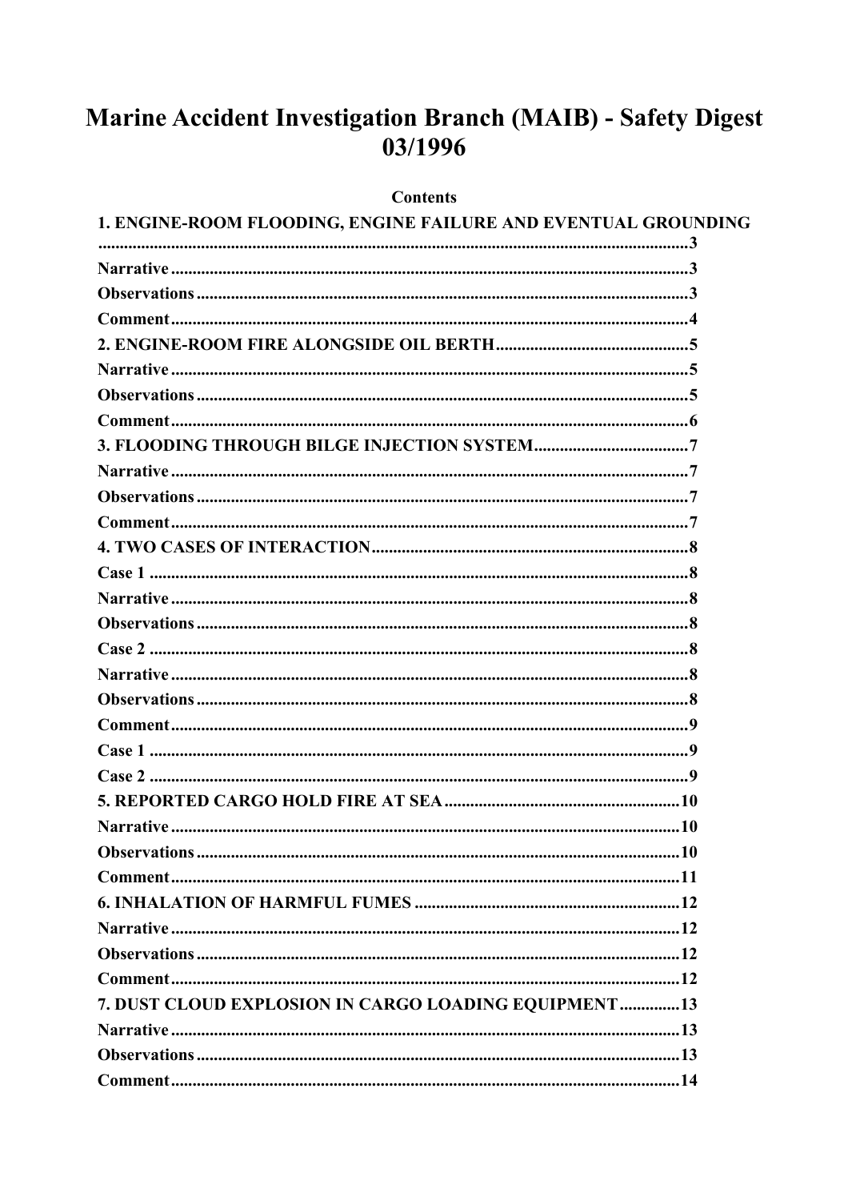# Marine Accident Investigation Branch (MAIB) - Safety Digest 03/1996

**Contents**

**1. ENGINE-ROOM FLOODING, ENGINE FAILURE AND EVENTUAL GROUNDING** ........ 3

**Narrative** ........ 3

**Observations** ........ 3

**Comment** ........ 4

**2. ENGINE-ROOM FIRE ALONGSIDE OIL BERTH** ........ 5

**Narrative** ........ 5

**Observations** ........ 5

**Comment** ........ 6

**3. FLOODING THROUGH BILGE INJECTION SYSTEM** ........ 7

**Narrative** ........ 7

**Observations** ........ 7

**Comment** ........ 7

**4. TWO CASES OF INTERACTION** ........ 8

**Case 1** ........ 8

**Narrative** ........ 8

**Observations** ........ 8

**Case 2** ........ 8

**Narrative** ........ 8

**Observations** ........ 8

**Comment** ........ 9

**Case 1** ........ 9

**Case 2** ........ 9

**5. REPORTED CARGO HOLD FIRE AT SEA** ........ 10

**Narrative** ........ 10

**Observations** ........ 10

**Comment** ........ 11

**6. INHALATION OF HARMFUL FUMES** ........ 12

**Narrative** ........ 12

**Observations** ........ 12

**Comment** ........ 12

**7. DUST CLOUD EXPLOSION IN CARGO LOADING EQUIPMENT** ........ 13

**Narrative** ........ 13

**Observations** ........ 13

**Comment** ........ 14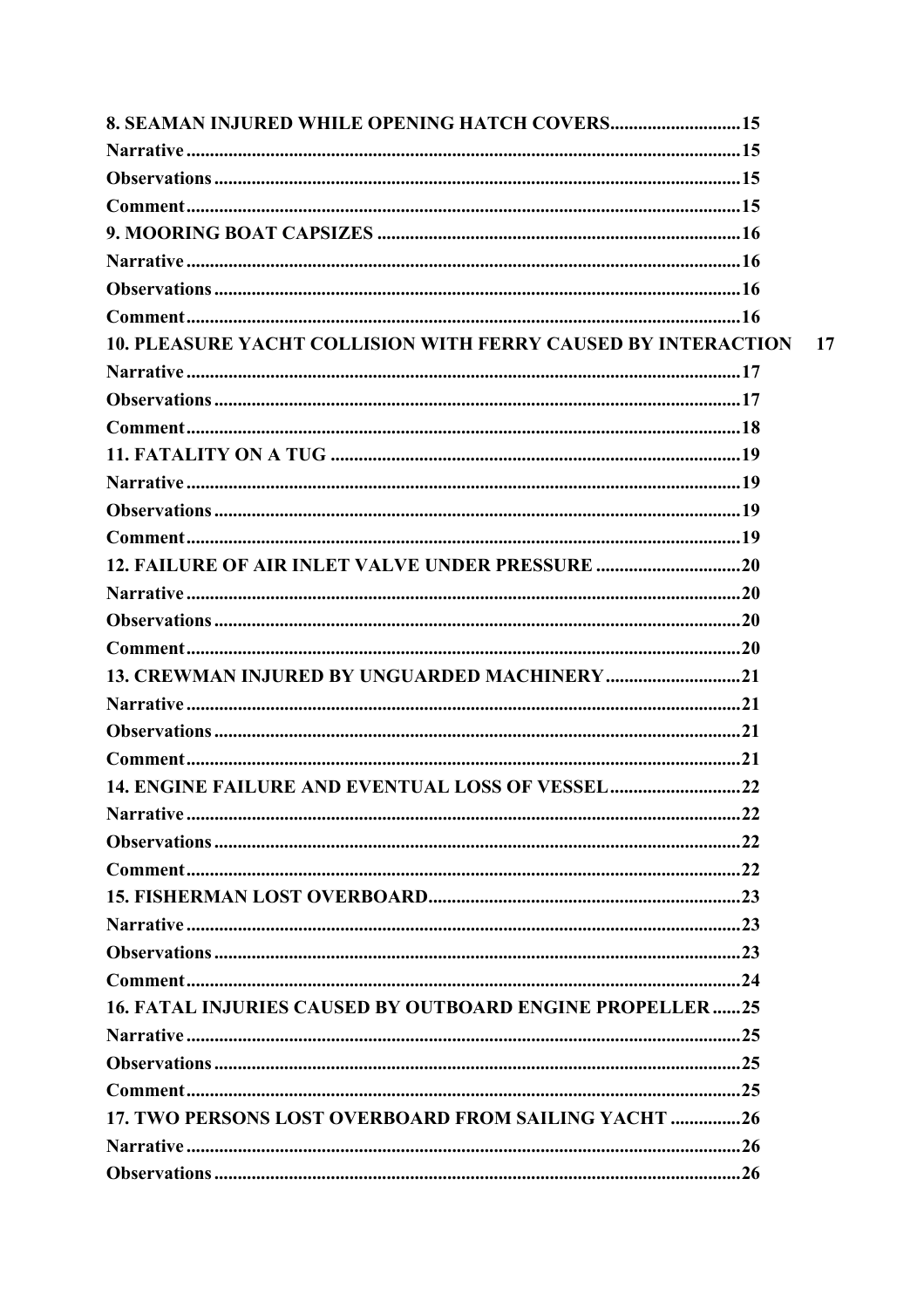**8. SEAMAN INJURED WHILE OPENING HATCH COVERS**............................15
**Narrative**......................................................................................................15
**Observations**................................................................................................15
**Comment**......................................................................................................15
**9. MOORING BOAT CAPSIZES**.............................................................16
**Narrative**......................................................................................................16
**Observations**................................................................................................16
**Comment**......................................................................................................16
**10. PLEASURE YACHT COLLISION WITH FERRY CAUSED BY INTERACTION** 17
**Narrative**......................................................................................................17
**Observations**................................................................................................17
**Comment**......................................................................................................18
**11. FATALITY ON A TUG**.......................................................................19
**Narrative**......................................................................................................19
**Observations**................................................................................................19
**Comment**......................................................................................................19
**12. FAILURE OF AIR INLET VALVE UNDER PRESSURE**...............................20
**Narrative**......................................................................................................20
**Observations**................................................................................................20
**Comment**......................................................................................................20
**13. CREWMAN INJURED BY UNGUARDED MACHINERY**.............................21
**Narrative**......................................................................................................21
**Observations**................................................................................................21
**Comment**......................................................................................................21
**14. ENGINE FAILURE AND EVENTUAL LOSS OF VESSEL**............................22
**Narrative**......................................................................................................22
**Observations**................................................................................................22
**Comment**......................................................................................................22
**15. FISHERMAN LOST OVERBOARD**...................................................................23
**Narrative**......................................................................................................23
**Observations**................................................................................................23
**Comment**......................................................................................................24
**16. FATAL INJURIES CAUSED BY OUTBOARD ENGINE PROPELLER**......25
**Narrative**......................................................................................................25
**Observations**................................................................................................25
**Comment**......................................................................................................25
**17. TWO PERSONS LOST OVERBOARD FROM SAILING YACHT**...............26
**Narrative**......................................................................................................26
**Observations**................................................................................................26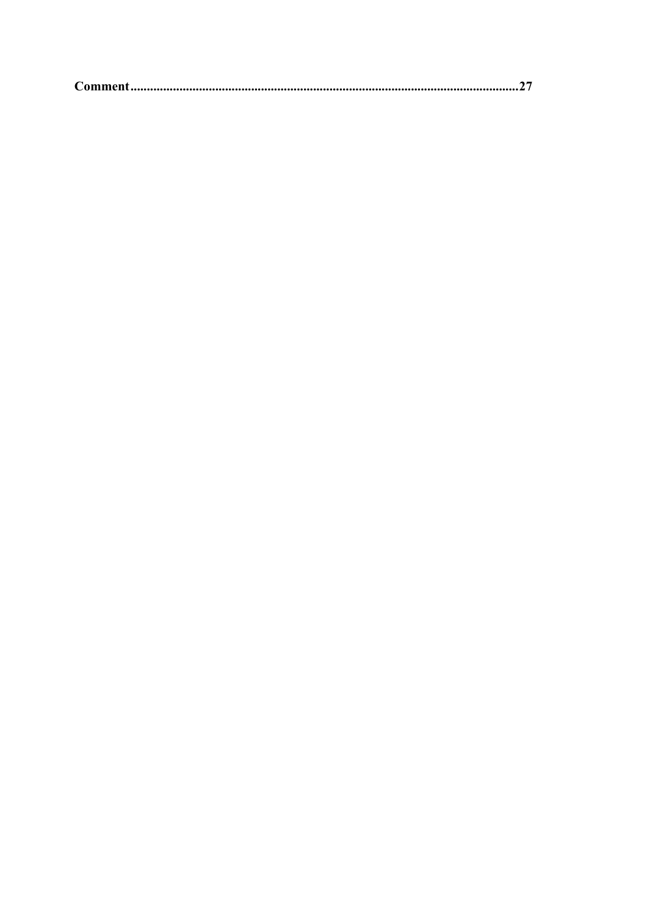**Comment**......................................................................................................................27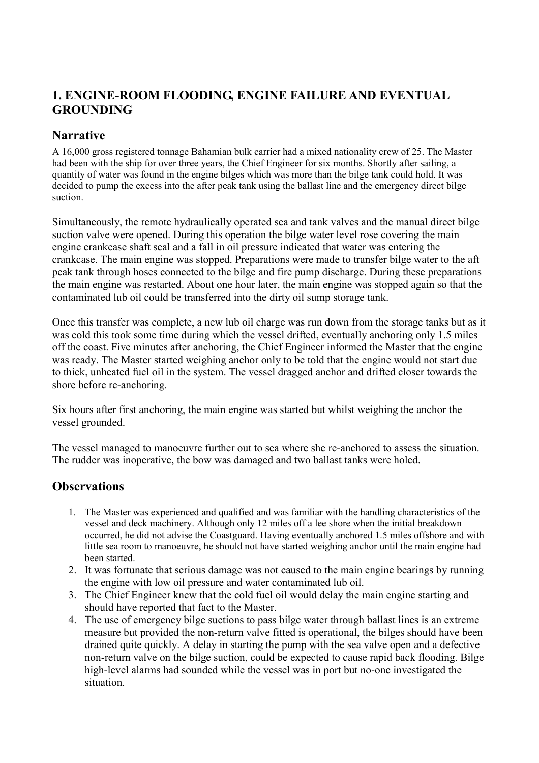## 1. ENGINE-ROOM FLOODING, ENGINE FAILURE AND EVENTUAL GROUNDING

### Narrative

A 16,000 gross registered tonnage Bahamian bulk carrier had a mixed nationality crew of 25. The Master had been with the ship for over three years, the Chief Engineer for six months. Shortly after sailing, a quantity of water was found in the engine bilges which was more than the bilge tank could hold. It was decided to pump the excess into the after peak tank using the ballast line and the emergency direct bilge suction.

Simultaneously, the remote hydraulically operated sea and tank valves and the manual direct bilge suction valve were opened. During this operation the bilge water level rose covering the main engine crankcase shaft seal and a fall in oil pressure indicated that water was entering the crankcase. The main engine was stopped. Preparations were made to transfer bilge water to the aft peak tank through hoses connected to the bilge and fire pump discharge. During these preparations the main engine was restarted. About one hour later, the main engine was stopped again so that the contaminated lub oil could be transferred into the dirty oil sump storage tank.

Once this transfer was complete, a new lub oil charge was run down from the storage tanks but as it was cold this took some time during which the vessel drifted, eventually anchoring only 1.5 miles off the coast. Five minutes after anchoring, the Chief Engineer informed the Master that the engine was ready. The Master started weighing anchor only to be told that the engine would not start due to thick, unheated fuel oil in the system. The vessel dragged anchor and drifted closer towards the shore before re-anchoring.

Six hours after first anchoring, the main engine was started but whilst weighing the anchor the vessel grounded.

The vessel managed to manoeuvre further out to sea where she re-anchored to assess the situation. The rudder was inoperative, the bow was damaged and two ballast tanks were holed.

### Observations

1. The Master was experienced and qualified and was familiar with the handling characteristics of the vessel and deck machinery. Although only 12 miles off a lee shore when the initial breakdown occurred, he did not advise the Coastguard. Having eventually anchored 1.5 miles offshore and with little sea room to manoeuvre, he should not have started weighing anchor until the main engine had been started.
2. It was fortunate that serious damage was not caused to the main engine bearings by running the engine with low oil pressure and water contaminated lub oil.
3. The Chief Engineer knew that the cold fuel oil would delay the main engine starting and should have reported that fact to the Master.
4. The use of emergency bilge suctions to pass bilge water through ballast lines is an extreme measure but provided the non-return valve fitted is operational, the bilges should have been drained quite quickly. A delay in starting the pump with the sea valve open and a defective non-return valve on the bilge suction, could be expected to cause rapid back flooding. Bilge high-level alarms had sounded while the vessel was in port but no-one investigated the situation.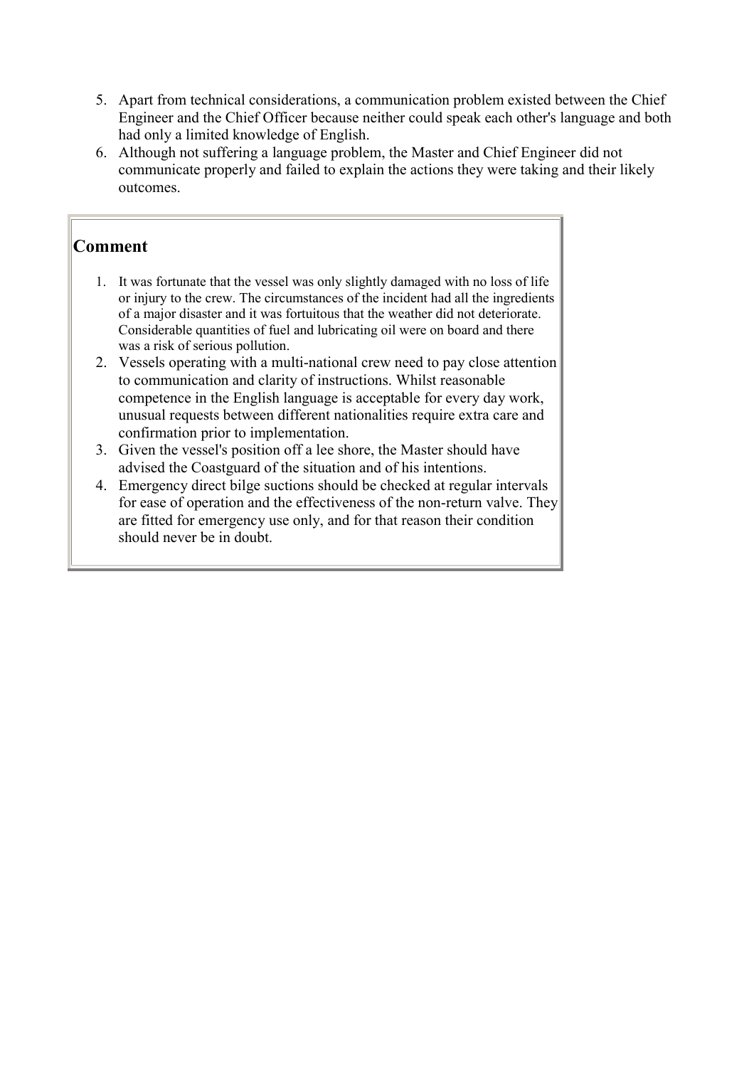5. Apart from technical considerations, a communication problem existed between the Chief Engineer and the Chief Officer because neither could speak each other's language and both had only a limited knowledge of English.
6. Although not suffering a language problem, the Master and Chief Engineer did not communicate properly and failed to explain the actions they were taking and their likely outcomes.

## Comment

1. It was fortunate that the vessel was only slightly damaged with no loss of life or injury to the crew. The circumstances of the incident had all the ingredients of a major disaster and it was fortuitous that the weather did not deteriorate. Considerable quantities of fuel and lubricating oil were on board and there was a risk of serious pollution.
2. Vessels operating with a multi-national crew need to pay close attention to communication and clarity of instructions. Whilst reasonable competence in the English language is acceptable for every day work, unusual requests between different nationalities require extra care and confirmation prior to implementation.
3. Given the vessel's position off a lee shore, the Master should have advised the Coastguard of the situation and of his intentions.
4. Emergency direct bilge suctions should be checked at regular intervals for ease of operation and the effectiveness of the non-return valve. They are fitted for emergency use only, and for that reason their condition should never be in doubt.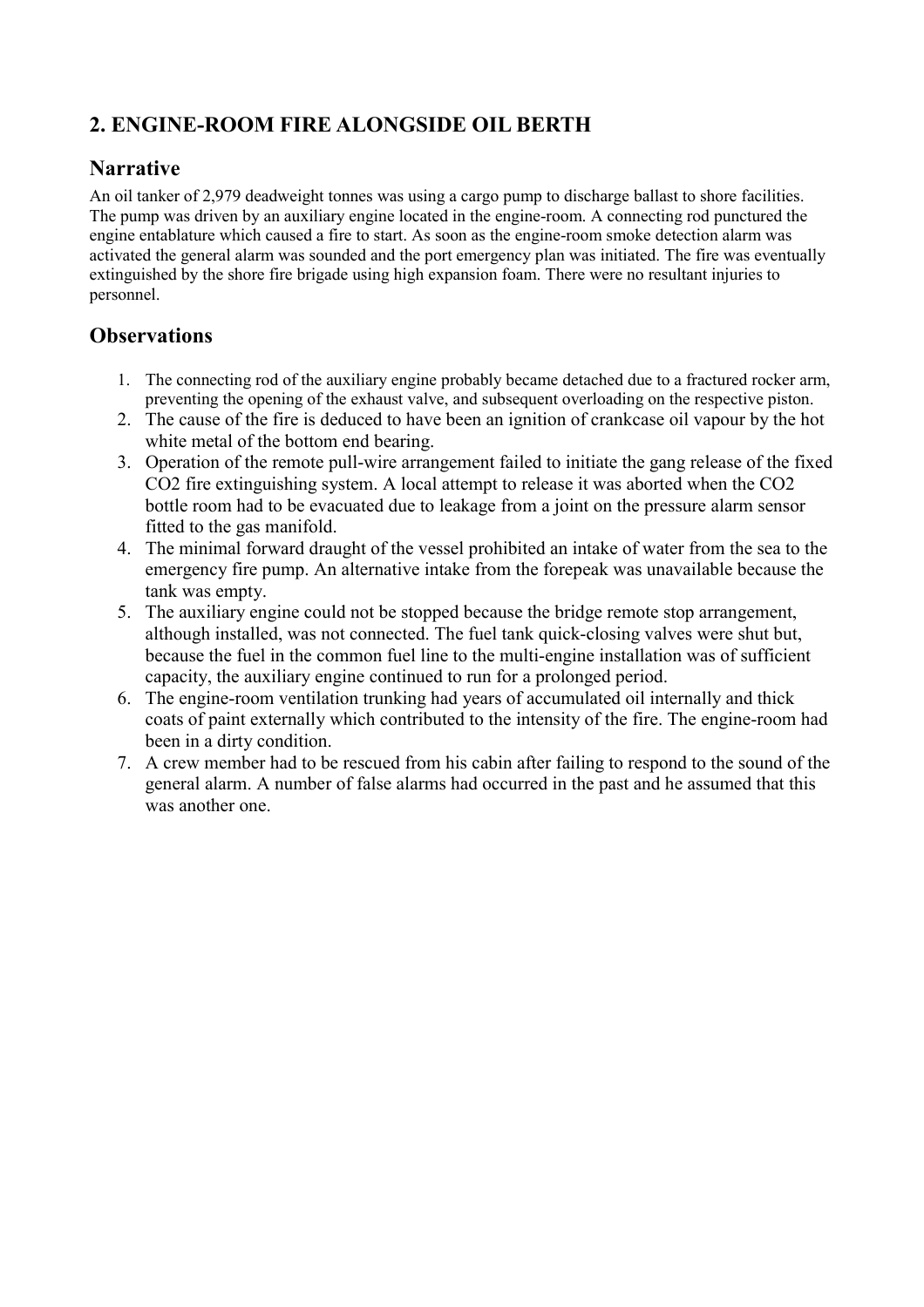## 2. ENGINE-ROOM FIRE ALONGSIDE OIL BERTH

### Narrative

An oil tanker of 2,979 deadweight tonnes was using a cargo pump to discharge ballast to shore facilities. The pump was driven by an auxiliary engine located in the engine-room. A connecting rod punctured the engine entablature which caused a fire to start. As soon as the engine-room smoke detection alarm was activated the general alarm was sounded and the port emergency plan was initiated. The fire was eventually extinguished by the shore fire brigade using high expansion foam. There were no resultant injuries to personnel.

### Observations

1. The connecting rod of the auxiliary engine probably became detached due to a fractured rocker arm, preventing the opening of the exhaust valve, and subsequent overloading on the respective piston.
2. The cause of the fire is deduced to have been an ignition of crankcase oil vapour by the hot white metal of the bottom end bearing.
3. Operation of the remote pull-wire arrangement failed to initiate the gang release of the fixed $CO_2$ fire extinguishing system. A local attempt to release it was aborted when the $CO_2$ bottle room had to be evacuated due to leakage from a joint on the pressure alarm sensor fitted to the gas manifold.
4. The minimal forward draught of the vessel prohibited an intake of water from the sea to the emergency fire pump. An alternative intake from the forepeak was unavailable because the tank was empty.
5. The auxiliary engine could not be stopped because the bridge remote stop arrangement, although installed, was not connected. The fuel tank quick-closing valves were shut but, because the fuel in the common fuel line to the multi-engine installation was of sufficient capacity, the auxiliary engine continued to run for a prolonged period.
6. The engine-room ventilation trunking had years of accumulated oil internally and thick coats of paint externally which contributed to the intensity of the fire. The engine-room had been in a dirty condition.
7. A crew member had to be rescued from his cabin after failing to respond to the sound of the general alarm. A number of false alarms had occurred in the past and he assumed that this was another one.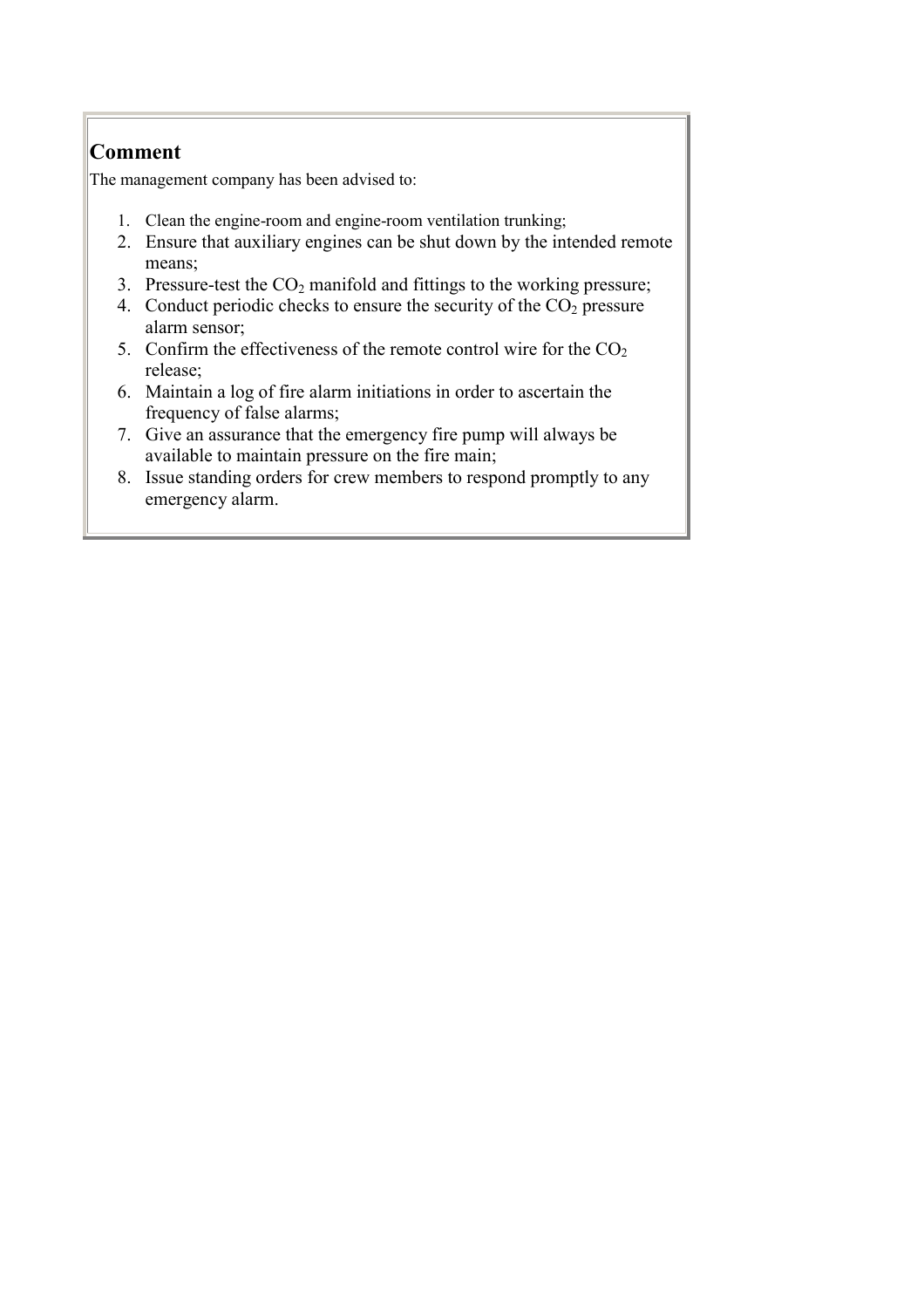## Comment

The management company has been advised to:

1. Clean the engine-room and engine-room ventilation trunking;
2. Ensure that auxiliary engines can be shut down by the intended remote means;
3. Pressure-test the $CO_2$ manifold and fittings to the working pressure;
4. Conduct periodic checks to ensure the security of the $CO_2$ pressure alarm sensor;
5. Confirm the effectiveness of the remote control wire for the $CO_2$ release;
6. Maintain a log of fire alarm initiations in order to ascertain the frequency of false alarms;
7. Give an assurance that the emergency fire pump will always be available to maintain pressure on the fire main;
8. Issue standing orders for crew members to respond promptly to any emergency alarm.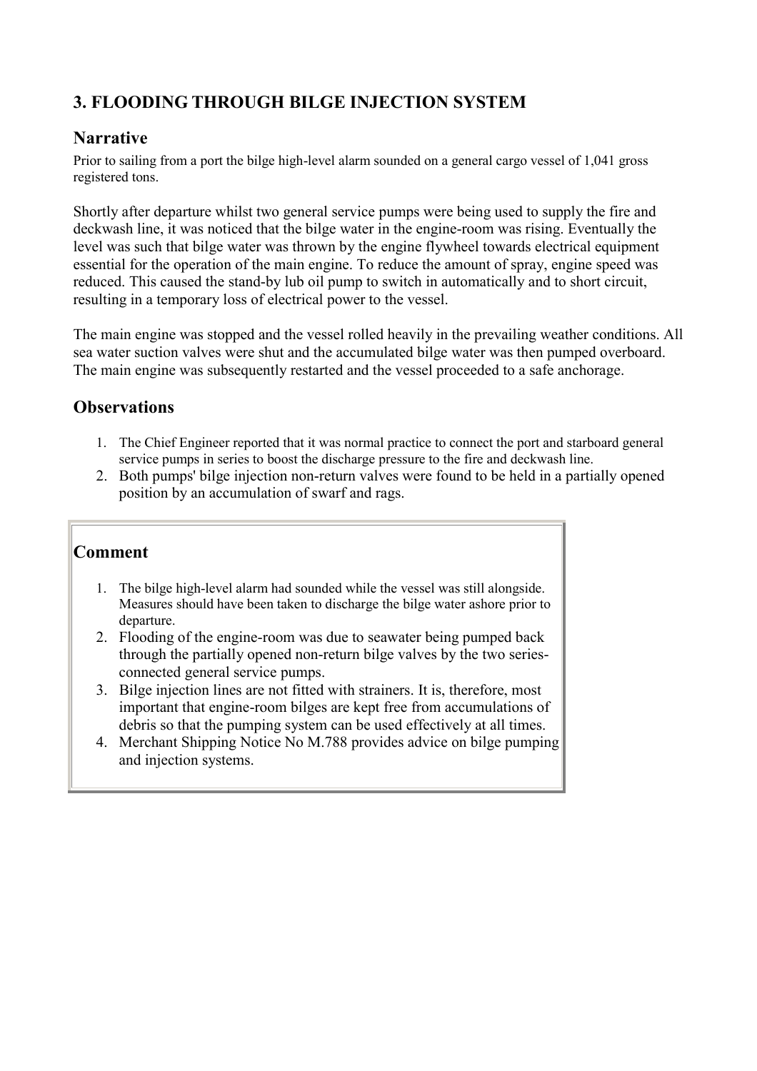## 3. FLOODING THROUGH BILGE INJECTION SYSTEM

### Narrative

Prior to sailing from a port the bilge high-level alarm sounded on a general cargo vessel of 1,041 gross registered tons.

Shortly after departure whilst two general service pumps were being used to supply the fire and deckwash line, it was noticed that the bilge water in the engine-room was rising. Eventually the level was such that bilge water was thrown by the engine flywheel towards electrical equipment essential for the operation of the main engine. To reduce the amount of spray, engine speed was reduced. This caused the stand-by lub oil pump to switch in automatically and to short circuit, resulting in a temporary loss of electrical power to the vessel.

The main engine was stopped and the vessel rolled heavily in the prevailing weather conditions. All sea water suction valves were shut and the accumulated bilge water was then pumped overboard. The main engine was subsequently restarted and the vessel proceeded to a safe anchorage.

### Observations

1. The Chief Engineer reported that it was normal practice to connect the port and starboard general service pumps in series to boost the discharge pressure to the fire and deckwash line.
2. Both pumps' bilge injection non-return valves were found to be held in a partially opened position by an accumulation of swarf and rags.

### Comment

1. The bilge high-level alarm had sounded while the vessel was still alongside. Measures should have been taken to discharge the bilge water ashore prior to departure.
2. Flooding of the engine-room was due to seawater being pumped back through the partially opened non-return bilge valves by the two series-connected general service pumps.
3. Bilge injection lines are not fitted with strainers. It is, therefore, most important that engine-room bilges are kept free from accumulations of debris so that the pumping system can be used effectively at all times.
4. Merchant Shipping Notice No M.788 provides advice on bilge pumping and injection systems.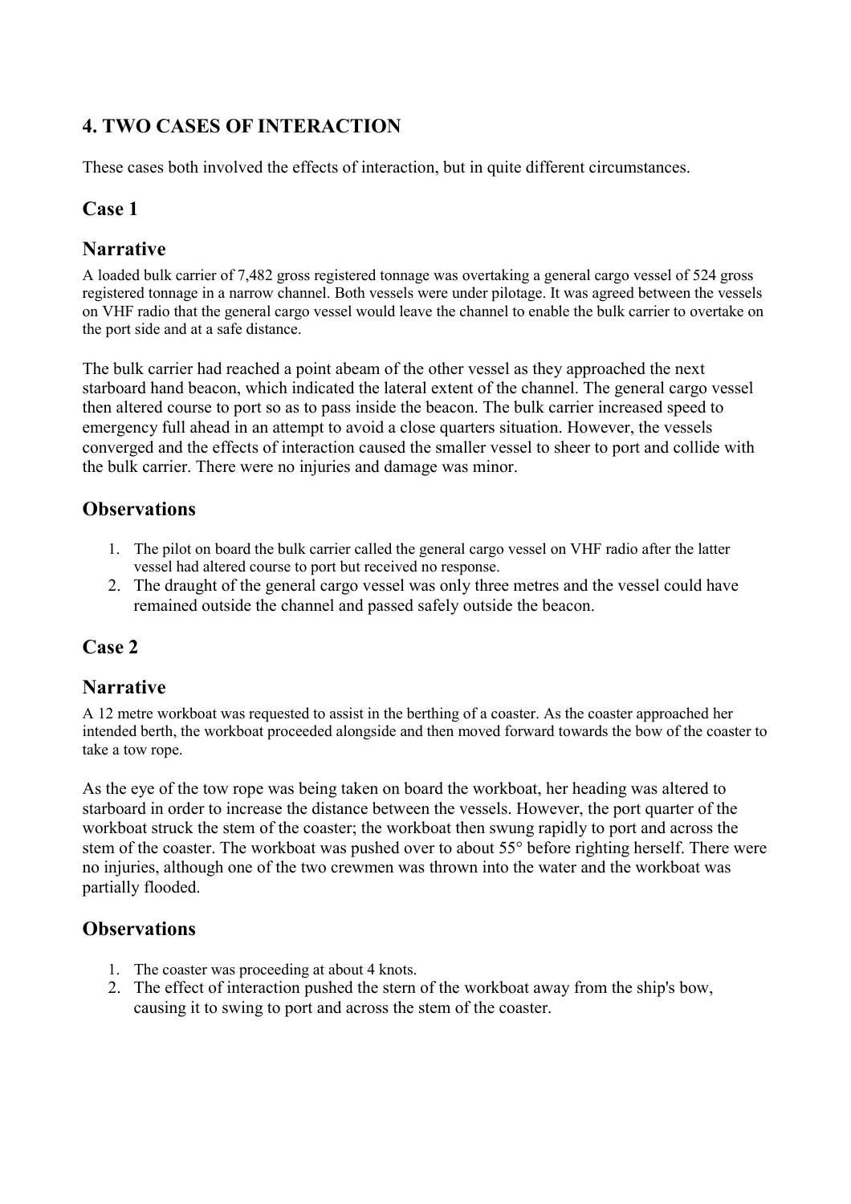## 4. TWO CASES OF INTERACTION

These cases both involved the effects of interaction, but in quite different circumstances.

### Case 1

### Narrative

A loaded bulk carrier of 7,482 gross registered tonnage was overtaking a general cargo vessel of 524 gross registered tonnage in a narrow channel. Both vessels were under pilotage. It was agreed between the vessels on VHF radio that the general cargo vessel would leave the channel to enable the bulk carrier to overtake on the port side and at a safe distance.

The bulk carrier had reached a point abeam of the other vessel as they approached the next starboard hand beacon, which indicated the lateral extent of the channel. The general cargo vessel then altered course to port so as to pass inside the beacon. The bulk carrier increased speed to emergency full ahead in an attempt to avoid a close quarters situation. However, the vessels converged and the effects of interaction caused the smaller vessel to sheer to port and collide with the bulk carrier. There were no injuries and damage was minor.

### Observations

1. The pilot on board the bulk carrier called the general cargo vessel on VHF radio after the latter vessel had altered course to port but received no response.
2. The draught of the general cargo vessel was only three metres and the vessel could have remained outside the channel and passed safely outside the beacon.

### Case 2

### Narrative

A 12 metre workboat was requested to assist in the berthing of a coaster. As the coaster approached her intended berth, the workboat proceeded alongside and then moved forward towards the bow of the coaster to take a tow rope.

As the eye of the tow rope was being taken on board the workboat, her heading was altered to starboard in order to increase the distance between the vessels. However, the port quarter of the workboat struck the stem of the coaster; the workboat then swung rapidly to port and across the stem of the coaster. The workboat was pushed over to about 55° before righting herself. There were no injuries, although one of the two crewmen was thrown into the water and the workboat was partially flooded.

### Observations

1. The coaster was proceeding at about 4 knots.
2. The effect of interaction pushed the stern of the workboat away from the ship's bow, causing it to swing to port and across the stem of the coaster.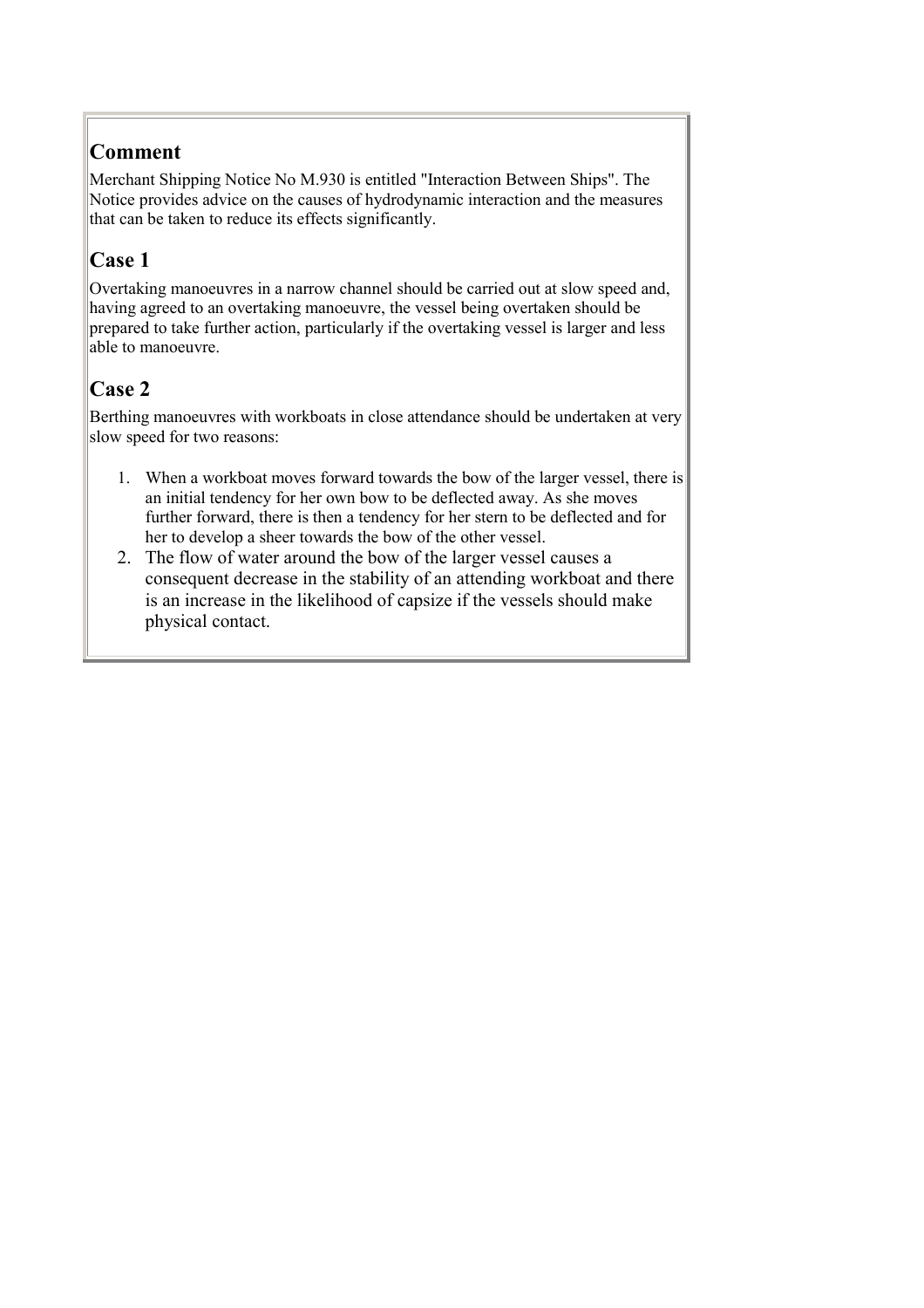## Comment

Merchant Shipping Notice No M.930 is entitled "Interaction Between Ships". The Notice provides advice on the causes of hydrodynamic interaction and the measures that can be taken to reduce its effects significantly.

## Case 1

Overtaking manoeuvres in a narrow channel should be carried out at slow speed and, having agreed to an overtaking manoeuvre, the vessel being overtaken should be prepared to take further action, particularly if the overtaking vessel is larger and less able to manoeuvre.

## Case 2

Berthing manoeuvres with workboats in close attendance should be undertaken at very slow speed for two reasons:

1. When a workboat moves forward towards the bow of the larger vessel, there is an initial tendency for her own bow to be deflected away. As she moves further forward, there is then a tendency for her stern to be deflected and for her to develop a sheer towards the bow of the other vessel.
2. The flow of water around the bow of the larger vessel causes a consequent decrease in the stability of an attending workboat and there is an increase in the likelihood of capsize if the vessels should make physical contact.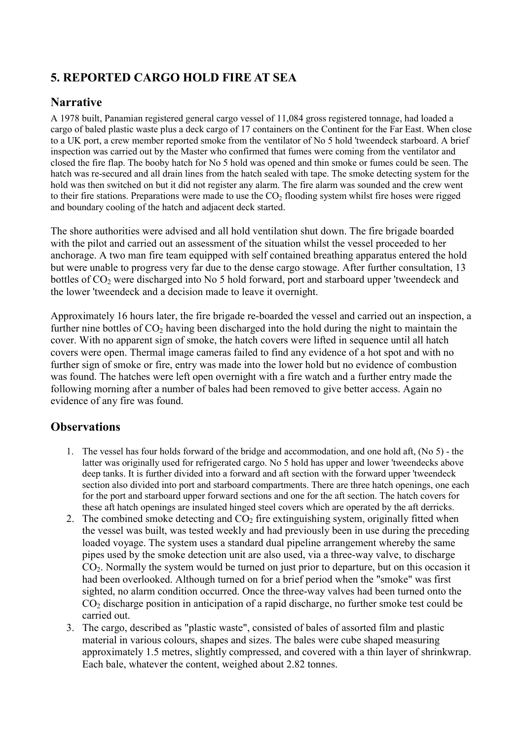## 5. REPORTED CARGO HOLD FIRE AT SEA

### Narrative

A 1978 built, Panamian registered general cargo vessel of 11,084 gross registered tonnage, had loaded a cargo of baled plastic waste plus a deck cargo of 17 containers on the Continent for the Far East. When close to a UK port, a crew member reported smoke from the ventilator of No 5 hold 'tweendeck starboard. A brief inspection was carried out by the Master who confirmed that fumes were coming from the ventilator and closed the fire flap. The booby hatch for No 5 hold was opened and thin smoke or fumes could be seen. The hatch was re-secured and all drain lines from the hatch sealed with tape. The smoke detecting system for the hold was then switched on but it did not register any alarm. The fire alarm was sounded and the crew went to their fire stations. Preparations were made to use the $CO_2$ flooding system whilst fire hoses were rigged and boundary cooling of the hatch and adjacent deck started.

The shore authorities were advised and all hold ventilation shut down. The fire brigade boarded with the pilot and carried out an assessment of the situation whilst the vessel proceeded to her anchorage. A two man fire team equipped with self contained breathing apparatus entered the hold but were unable to progress very far due to the dense cargo stowage. After further consultation, 13 bottles of $CO_2$ were discharged into No 5 hold forward, port and starboard upper 'tweendeck and the lower 'tweendeck and a decision made to leave it overnight.

Approximately 16 hours later, the fire brigade re-boarded the vessel and carried out an inspection, a further nine bottles of $CO_2$ having been discharged into the hold during the night to maintain the cover. With no apparent sign of smoke, the hatch covers were lifted in sequence until all hatch covers were open. Thermal image cameras failed to find any evidence of a hot spot and with no further sign of smoke or fire, entry was made into the lower hold but no evidence of combustion was found. The hatches were left open overnight with a fire watch and a further entry made the following morning after a number of bales had been removed to give better access. Again no evidence of any fire was found.

### Observations

1. The vessel has four holds forward of the bridge and accommodation, and one hold aft, (No 5) - the latter was originally used for refrigerated cargo. No 5 hold has upper and lower 'tweendecks above deep tanks. It is further divided into a forward and aft section with the forward upper 'tweendeck section also divided into port and starboard compartments. There are three hatch openings, one each for the port and starboard upper forward sections and one for the aft section. The hatch covers for these aft hatch openings are insulated hinged steel covers which are operated by the aft derricks.
2. The combined smoke detecting and $CO_2$ fire extinguishing system, originally fitted when the vessel was built, was tested weekly and had previously been in use during the preceding loaded voyage. The system uses a standard dual pipeline arrangement whereby the same pipes used by the smoke detection unit are also used, via a three-way valve, to discharge $CO_2$. Normally the system would be turned on just prior to departure, but on this occasion it had been overlooked. Although turned on for a brief period when the "smoke" was first sighted, no alarm condition occurred. Once the three-way valves had been turned onto the $CO_2$ discharge position in anticipation of a rapid discharge, no further smoke test could be carried out.
3. The cargo, described as "plastic waste", consisted of bales of assorted film and plastic material in various colours, shapes and sizes. The bales were cube shaped measuring approximately 1.5 metres, slightly compressed, and covered with a thin layer of shrinkwrap. Each bale, whatever the content, weighed about 2.82 tonnes.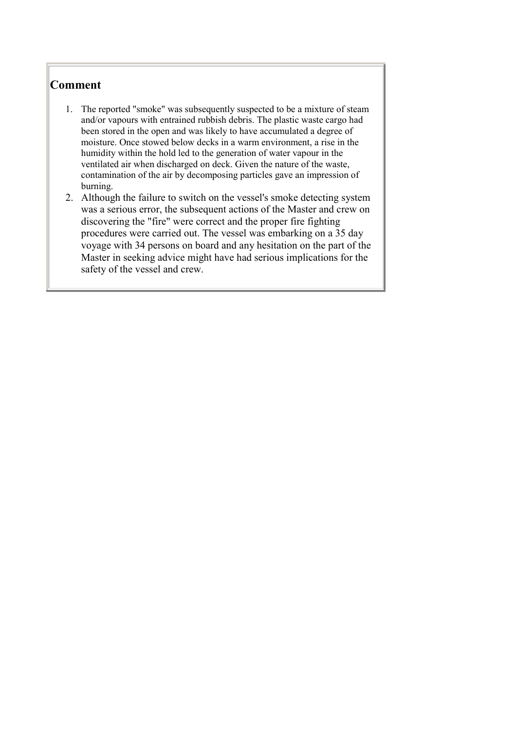## Comment

1. The reported "smoke" was subsequently suspected to be a mixture of steam and/or vapours with entrained rubbish debris. The plastic waste cargo had been stored in the open and was likely to have accumulated a degree of moisture. Once stowed below decks in a warm environment, a rise in the humidity within the hold led to the generation of water vapour in the ventilated air when discharged on deck. Given the nature of the waste, contamination of the air by decomposing particles gave an impression of burning.
2. Although the failure to switch on the vessel's smoke detecting system was a serious error, the subsequent actions of the Master and crew on discovering the "fire" were correct and the proper fire fighting procedures were carried out. The vessel was embarking on a 35 day voyage with 34 persons on board and any hesitation on the part of the Master in seeking advice might have had serious implications for the safety of the vessel and crew.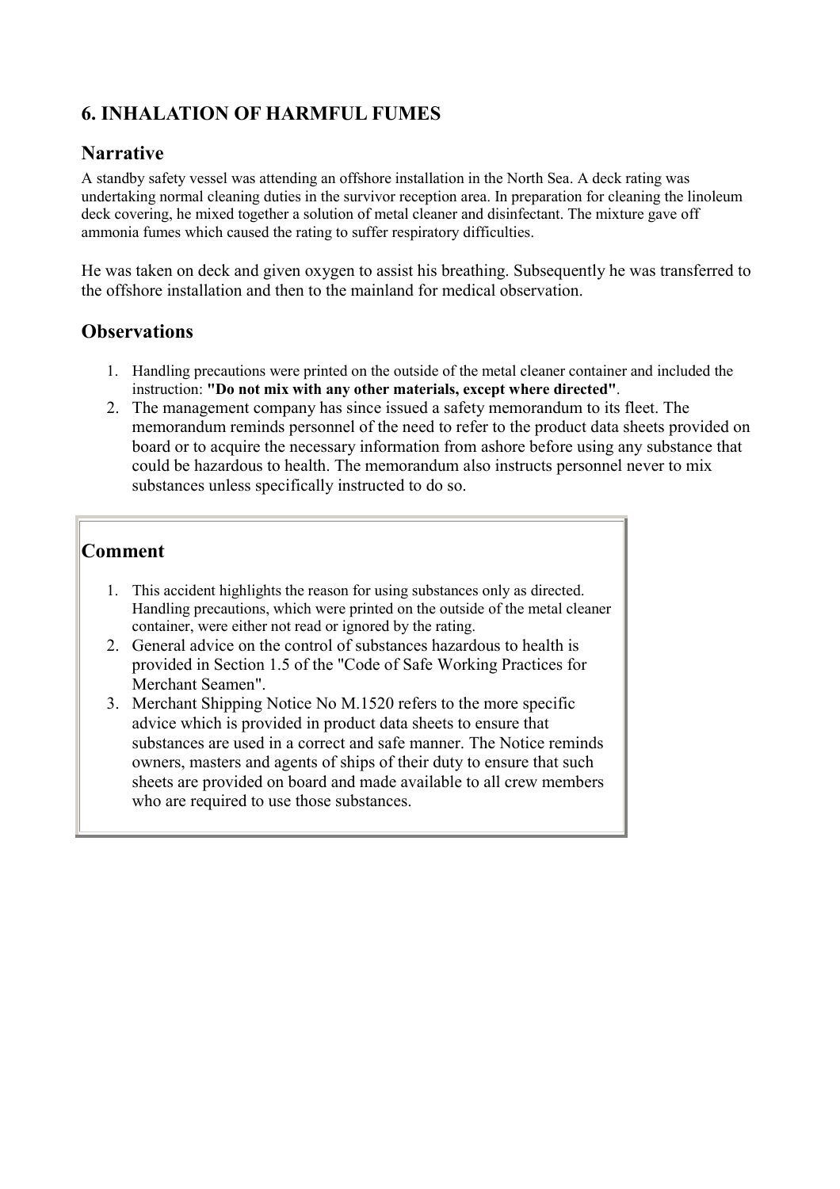## 6. INHALATION OF HARMFUL FUMES

### Narrative

A standby safety vessel was attending an offshore installation in the North Sea. A deck rating was undertaking normal cleaning duties in the survivor reception area. In preparation for cleaning the linoleum deck covering, he mixed together a solution of metal cleaner and disinfectant. The mixture gave off ammonia fumes which caused the rating to suffer respiratory difficulties.

He was taken on deck and given oxygen to assist his breathing. Subsequently he was transferred to the offshore installation and then to the mainland for medical observation.

### Observations

1. Handling precautions were printed on the outside of the metal cleaner container and included the instruction: **"Do not mix with any other materials, except where directed"**.
2. The management company has since issued a safety memorandum to its fleet. The memorandum reminds personnel of the need to refer to the product data sheets provided on board or to acquire the necessary information from ashore before using any substance that could be hazardous to health. The memorandum also instructs personnel never to mix substances unless specifically instructed to do so.

### Comment

1. This accident highlights the reason for using substances only as directed. Handling precautions, which were printed on the outside of the metal cleaner container, were either not read or ignored by the rating.
2. General advice on the control of substances hazardous to health is provided in Section 1.5 of the "Code of Safe Working Practices for Merchant Seamen".
3. Merchant Shipping Notice No M.1520 refers to the more specific advice which is provided in product data sheets to ensure that substances are used in a correct and safe manner. The Notice reminds owners, masters and agents of ships of their duty to ensure that such sheets are provided on board and made available to all crew members who are required to use those substances.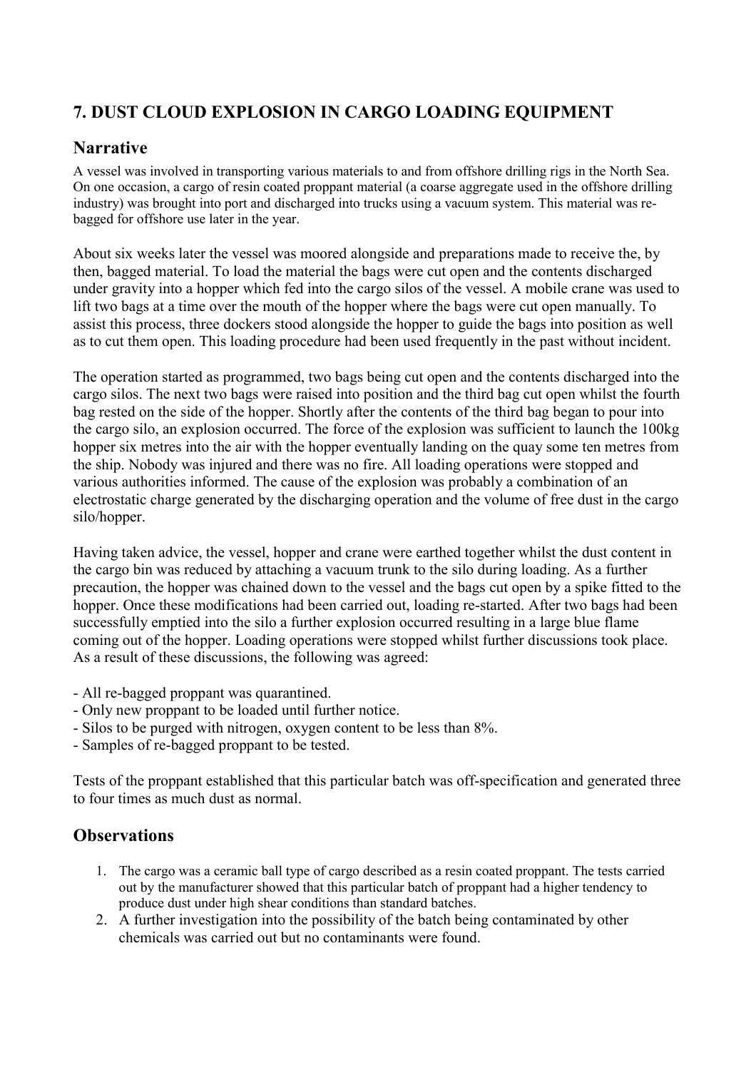## 7. DUST CLOUD EXPLOSION IN CARGO LOADING EQUIPMENT

### Narrative

A vessel was involved in transporting various materials to and from offshore drilling rigs in the North Sea. On one occasion, a cargo of resin coated proppant material (a coarse aggregate used in the offshore drilling industry) was brought into port and discharged into trucks using a vacuum system. This material was re-bagged for offshore use later in the year.

About six weeks later the vessel was moored alongside and preparations made to receive the, by then, bagged material. To load the material the bags were cut open and the contents discharged under gravity into a hopper which fed into the cargo silos of the vessel. A mobile crane was used to lift two bags at a time over the mouth of the hopper where the bags were cut open manually. To assist this process, three dockers stood alongside the hopper to guide the bags into position as well as to cut them open. This loading procedure had been used frequently in the past without incident.

The operation started as programmed, two bags being cut open and the contents discharged into the cargo silos. The next two bags were raised into position and the third bag cut open whilst the fourth bag rested on the side of the hopper. Shortly after the contents of the third bag began to pour into the cargo silo, an explosion occurred. The force of the explosion was sufficient to launch the 100kg hopper six metres into the air with the hopper eventually landing on the quay some ten metres from the ship. Nobody was injured and there was no fire. All loading operations were stopped and various authorities informed. The cause of the explosion was probably a combination of an electrostatic charge generated by the discharging operation and the volume of free dust in the cargo silo/hopper.

Having taken advice, the vessel, hopper and crane were earthed together whilst the dust content in the cargo bin was reduced by attaching a vacuum trunk to the silo during loading. As a further precaution, the hopper was chained down to the vessel and the bags cut open by a spike fitted to the hopper. Once these modifications had been carried out, loading re-started. After two bags had been successfully emptied into the silo a further explosion occurred resulting in a large blue flame coming out of the hopper. Loading operations were stopped whilst further discussions took place. As a result of these discussions, the following was agreed:

- All re-bagged proppant was quarantined.
- Only new proppant to be loaded until further notice.
- Silos to be purged with nitrogen, oxygen content to be less than 8%.
- Samples of re-bagged proppant to be tested.

Tests of the proppant established that this particular batch was off-specification and generated three to four times as much dust as normal.

### Observations

1. The cargo was a ceramic ball type of cargo described as a resin coated proppant. The tests carried out by the manufacturer showed that this particular batch of proppant had a higher tendency to produce dust under high shear conditions than standard batches.
2. A further investigation into the possibility of the batch being contaminated by other chemicals was carried out but no contaminants were found.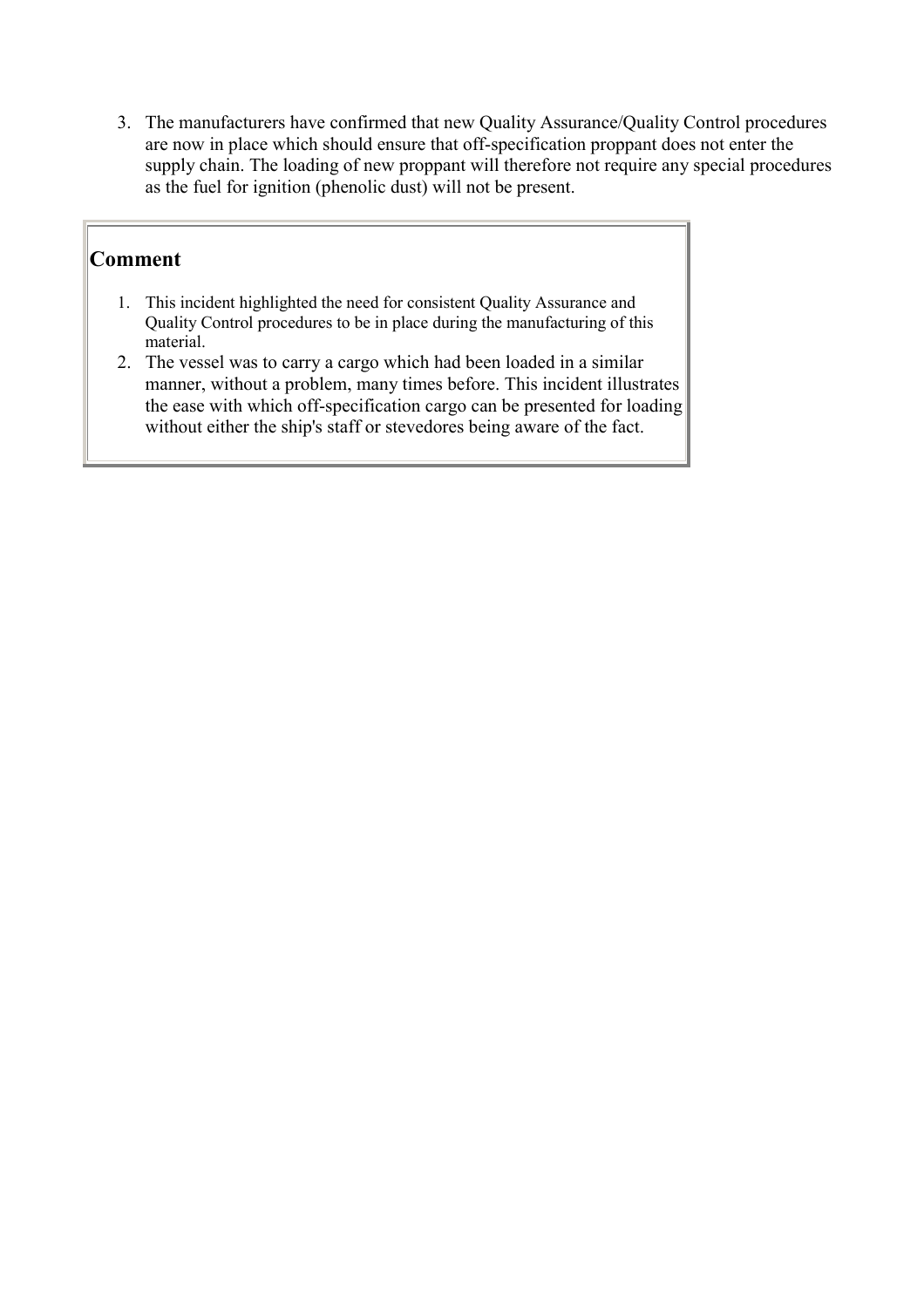3. The manufacturers have confirmed that new Quality Assurance/Quality Control procedures are now in place which should ensure that off-specification proppant does not enter the supply chain. The loading of new proppant will therefore not require any special procedures as the fuel for ignition (phenolic dust) will not be present.

## Comment

1. This incident highlighted the need for consistent Quality Assurance and Quality Control procedures to be in place during the manufacturing of this material.
2. The vessel was to carry a cargo which had been loaded in a similar manner, without a problem, many times before. This incident illustrates the ease with which off-specification cargo can be presented for loading without either the ship's staff or stevedores being aware of the fact.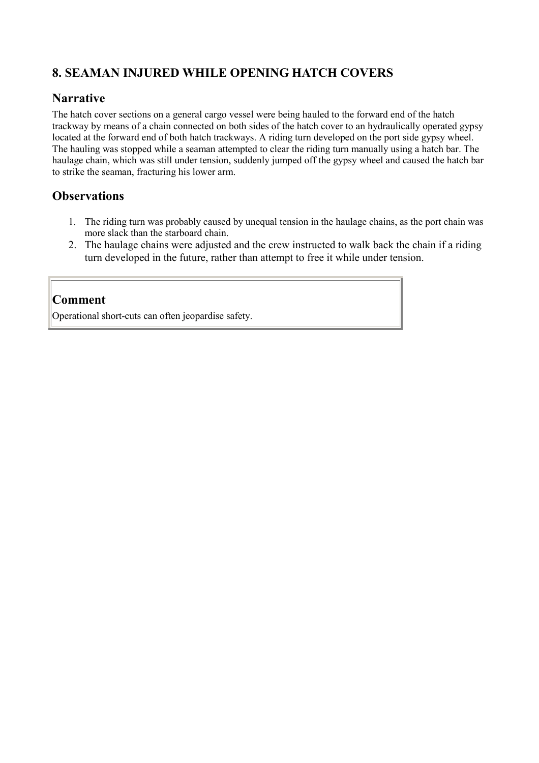## 8. SEAMAN INJURED WHILE OPENING HATCH COVERS

### Narrative

The hatch cover sections on a general cargo vessel were being hauled to the forward end of the hatch trackway by means of a chain connected on both sides of the hatch cover to an hydraulically operated gypsy located at the forward end of both hatch trackways. A riding turn developed on the port side gypsy wheel. The hauling was stopped while a seaman attempted to clear the riding turn manually using a hatch bar. The haulage chain, which was still under tension, suddenly jumped off the gypsy wheel and caused the hatch bar to strike the seaman, fracturing his lower arm.

### Observations

1. The riding turn was probably caused by unequal tension in the haulage chains, as the port chain was more slack than the starboard chain.
2. The haulage chains were adjusted and the crew instructed to walk back the chain if a riding turn developed in the future, rather than attempt to free it while under tension.

### Comment

Operational short-cuts can often jeopardise safety.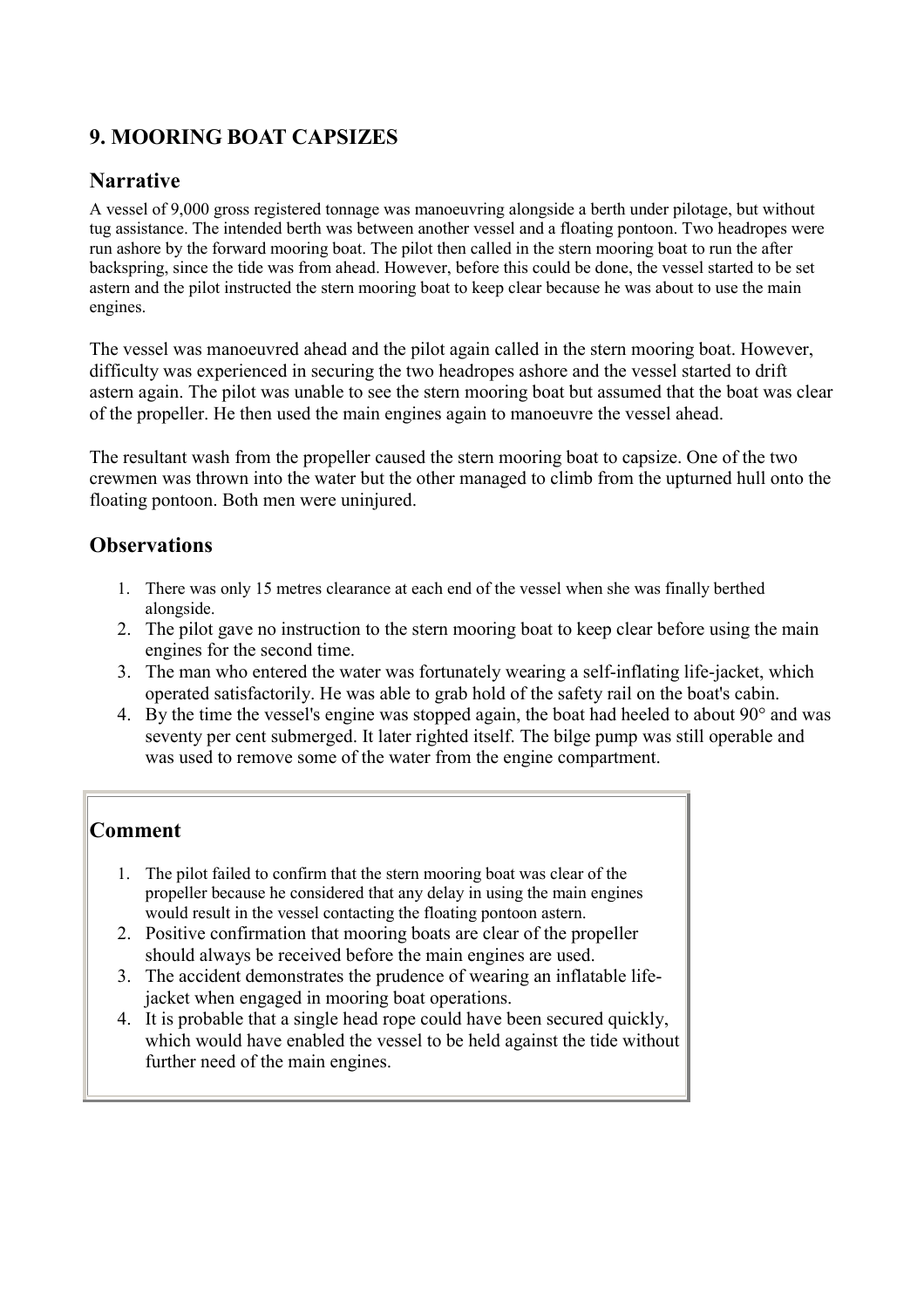## 9. MOORING BOAT CAPSIZES

### Narrative

A vessel of 9,000 gross registered tonnage was manoeuvring alongside a berth under pilotage, but without tug assistance. The intended berth was between another vessel and a floating pontoon. Two headropes were run ashore by the forward mooring boat. The pilot then called in the stern mooring boat to run the after backspring, since the tide was from ahead. However, before this could be done, the vessel started to be set astern and the pilot instructed the stern mooring boat to keep clear because he was about to use the main engines.

The vessel was manoeuvred ahead and the pilot again called in the stern mooring boat. However, difficulty was experienced in securing the two headropes ashore and the vessel started to drift astern again. The pilot was unable to see the stern mooring boat but assumed that the boat was clear of the propeller. He then used the main engines again to manoeuvre the vessel ahead.

The resultant wash from the propeller caused the stern mooring boat to capsize. One of the two crewmen was thrown into the water but the other managed to climb from the upturned hull onto the floating pontoon. Both men were uninjured.

### Observations

1. There was only 15 metres clearance at each end of the vessel when she was finally berthed alongside.
2. The pilot gave no instruction to the stern mooring boat to keep clear before using the main engines for the second time.
3. The man who entered the water was fortunately wearing a self-inflating life-jacket, which operated satisfactorily. He was able to grab hold of the safety rail on the boat's cabin.
4. By the time the vessel's engine was stopped again, the boat had heeled to about 90° and was seventy per cent submerged. It later righted itself. The bilge pump was still operable and was used to remove some of the water from the engine compartment.

### Comment

1. The pilot failed to confirm that the stern mooring boat was clear of the propeller because he considered that any delay in using the main engines would result in the vessel contacting the floating pontoon astern.
2. Positive confirmation that mooring boats are clear of the propeller should always be received before the main engines are used.
3. The accident demonstrates the prudence of wearing an inflatable life-jacket when engaged in mooring boat operations.
4. It is probable that a single head rope could have been secured quickly, which would have enabled the vessel to be held against the tide without further need of the main engines.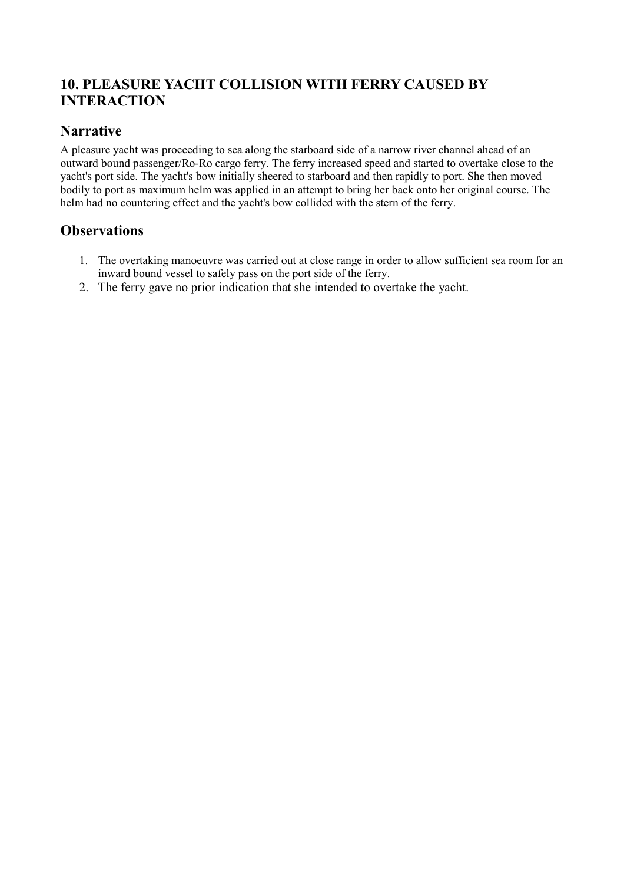## 10. PLEASURE YACHT COLLISION WITH FERRY CAUSED BY INTERACTION

### Narrative

A pleasure yacht was proceeding to sea along the starboard side of a narrow river channel ahead of an outward bound passenger/Ro-Ro cargo ferry. The ferry increased speed and started to overtake close to the yacht's port side. The yacht's bow initially sheered to starboard and then rapidly to port. She then moved bodily to port as maximum helm was applied in an attempt to bring her back onto her original course. The helm had no countering effect and the yacht's bow collided with the stern of the ferry.

### Observations

1. The overtaking manoeuvre was carried out at close range in order to allow sufficient sea room for an inward bound vessel to safely pass on the port side of the ferry.
2. The ferry gave no prior indication that she intended to overtake the yacht.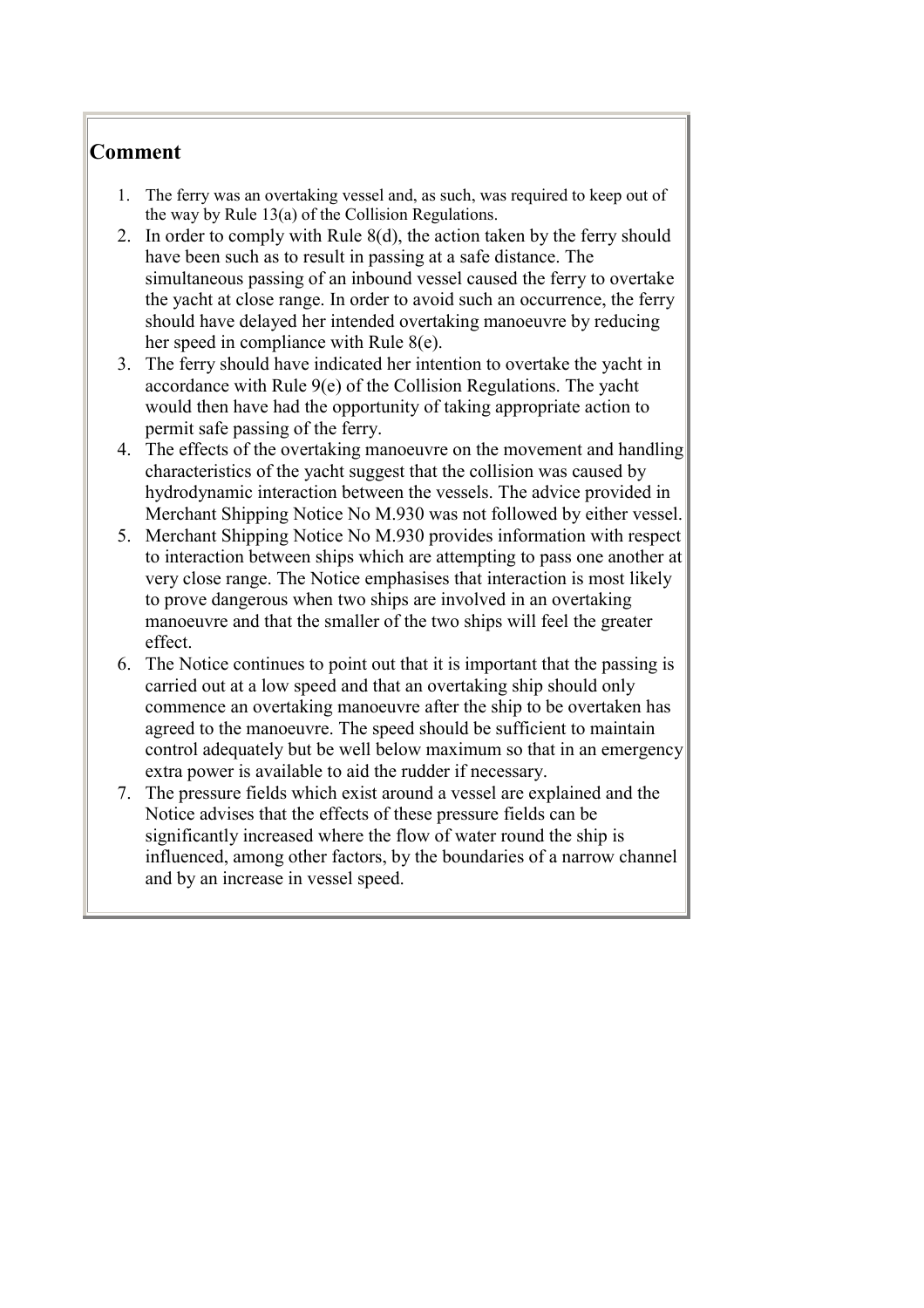## Comment

1. The ferry was an overtaking vessel and, as such, was required to keep out of the way by Rule 13(a) of the Collision Regulations.
2. In order to comply with Rule 8(d), the action taken by the ferry should have been such as to result in passing at a safe distance. The simultaneous passing of an inbound vessel caused the ferry to overtake the yacht at close range. In order to avoid such an occurrence, the ferry should have delayed her intended overtaking manoeuvre by reducing her speed in compliance with Rule 8(e).
3. The ferry should have indicated her intention to overtake the yacht in accordance with Rule 9(e) of the Collision Regulations. The yacht would then have had the opportunity of taking appropriate action to permit safe passing of the ferry.
4. The effects of the overtaking manoeuvre on the movement and handling characteristics of the yacht suggest that the collision was caused by hydrodynamic interaction between the vessels. The advice provided in Merchant Shipping Notice No M.930 was not followed by either vessel.
5. Merchant Shipping Notice No M.930 provides information with respect to interaction between ships which are attempting to pass one another at very close range. The Notice emphasises that interaction is most likely to prove dangerous when two ships are involved in an overtaking manoeuvre and that the smaller of the two ships will feel the greater effect.
6. The Notice continues to point out that it is important that the passing is carried out at a low speed and that an overtaking ship should only commence an overtaking manoeuvre after the ship to be overtaken has agreed to the manoeuvre. The speed should be sufficient to maintain control adequately but be well below maximum so that in an emergency extra power is available to aid the rudder if necessary.
7. The pressure fields which exist around a vessel are explained and the Notice advises that the effects of these pressure fields can be significantly increased where the flow of water round the ship is influenced, among other factors, by the boundaries of a narrow channel and by an increase in vessel speed.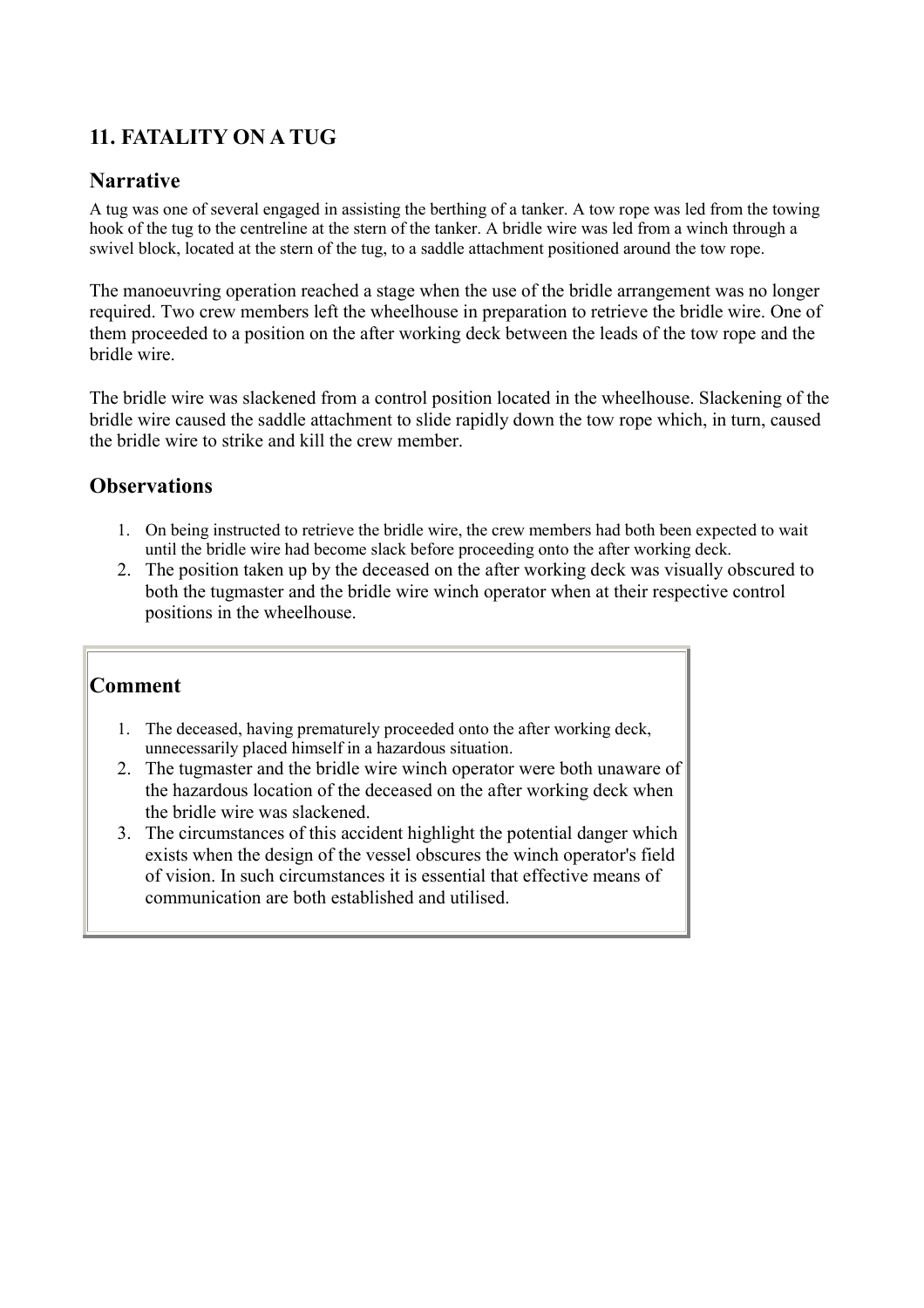## 11. FATALITY ON A TUG

### Narrative

A tug was one of several engaged in assisting the berthing of a tanker. A tow rope was led from the towing hook of the tug to the centreline at the stern of the tanker. A bridle wire was led from a winch through a swivel block, located at the stern of the tug, to a saddle attachment positioned around the tow rope.

The manoeuvring operation reached a stage when the use of the bridle arrangement was no longer required. Two crew members left the wheelhouse in preparation to retrieve the bridle wire. One of them proceeded to a position on the after working deck between the leads of the tow rope and the bridle wire.

The bridle wire was slackened from a control position located in the wheelhouse. Slackening of the bridle wire caused the saddle attachment to slide rapidly down the tow rope which, in turn, caused the bridle wire to strike and kill the crew member.

### Observations

1. On being instructed to retrieve the bridle wire, the crew members had both been expected to wait until the bridle wire had become slack before proceeding onto the after working deck.
2. The position taken up by the deceased on the after working deck was visually obscured to both the tugmaster and the bridle wire winch operator when at their respective control positions in the wheelhouse.

### Comment

1. The deceased, having prematurely proceeded onto the after working deck, unnecessarily placed himself in a hazardous situation.
2. The tugmaster and the bridle wire winch operator were both unaware of the hazardous location of the deceased on the after working deck when the bridle wire was slackened.
3. The circumstances of this accident highlight the potential danger which exists when the design of the vessel obscures the winch operator's field of vision. In such circumstances it is essential that effective means of communication are both established and utilised.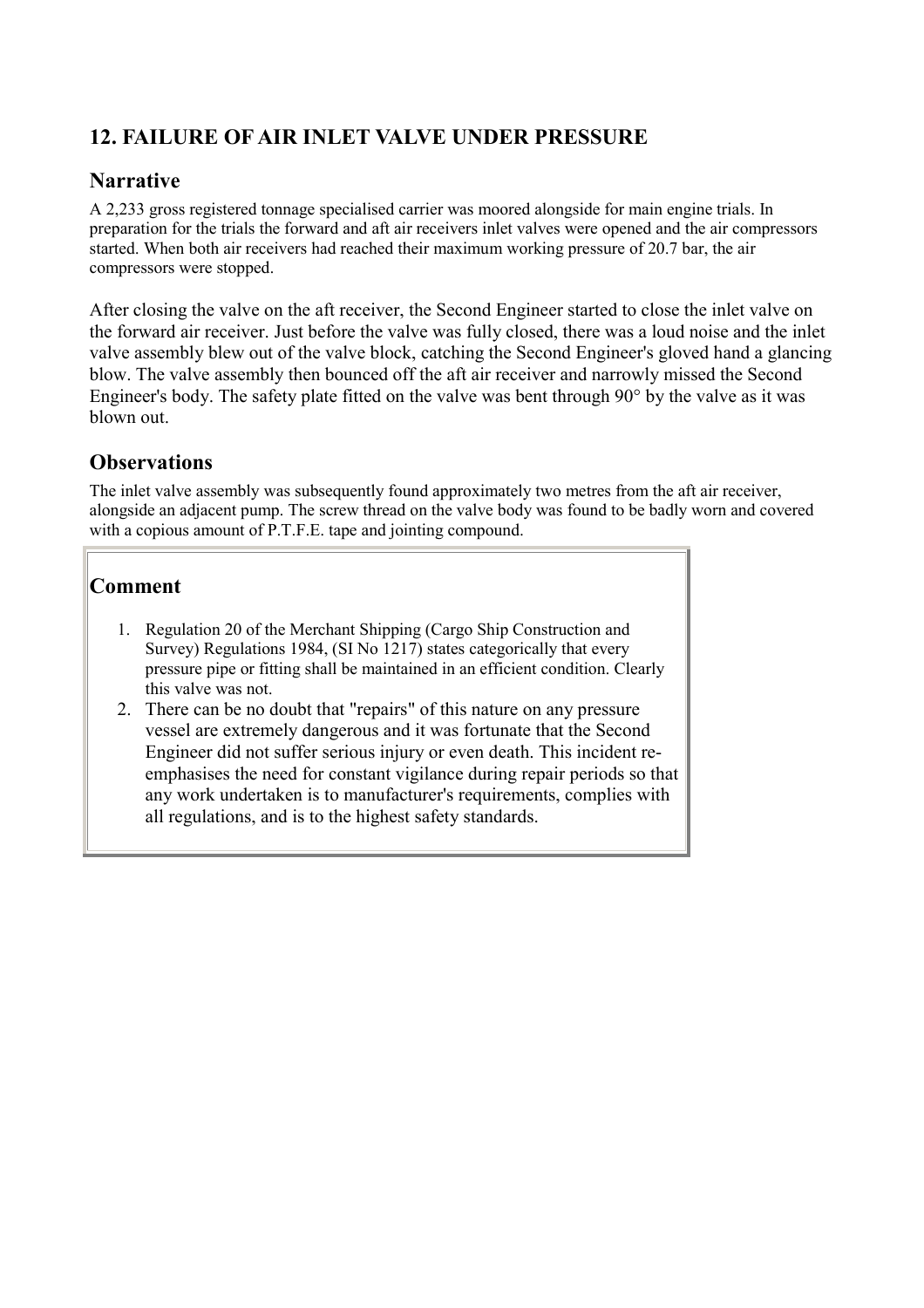## 12. FAILURE OF AIR INLET VALVE UNDER PRESSURE

### Narrative

A 2,233 gross registered tonnage specialised carrier was moored alongside for main engine trials. In preparation for the trials the forward and aft air receivers inlet valves were opened and the air compressors started. When both air receivers had reached their maximum working pressure of 20.7 bar, the air compressors were stopped.

After closing the valve on the aft receiver, the Second Engineer started to close the inlet valve on the forward air receiver. Just before the valve was fully closed, there was a loud noise and the inlet valve assembly blew out of the valve block, catching the Second Engineer's gloved hand a glancing blow. The valve assembly then bounced off the aft air receiver and narrowly missed the Second Engineer's body. The safety plate fitted on the valve was bent through 90° by the valve as it was blown out.

### Observations

The inlet valve assembly was subsequently found approximately two metres from the aft air receiver, alongside an adjacent pump. The screw thread on the valve body was found to be badly worn and covered with a copious amount of P.T.F.E. tape and jointing compound.

### Comment

1. Regulation 20 of the Merchant Shipping (Cargo Ship Construction and Survey) Regulations 1984, (SI No 1217) states categorically that every pressure pipe or fitting shall be maintained in an efficient condition. Clearly this valve was not.
2. There can be no doubt that "repairs" of this nature on any pressure vessel are extremely dangerous and it was fortunate that the Second Engineer did not suffer serious injury or even death. This incident re-emphasises the need for constant vigilance during repair periods so that any work undertaken is to manufacturer's requirements, complies with all regulations, and is to the highest safety standards.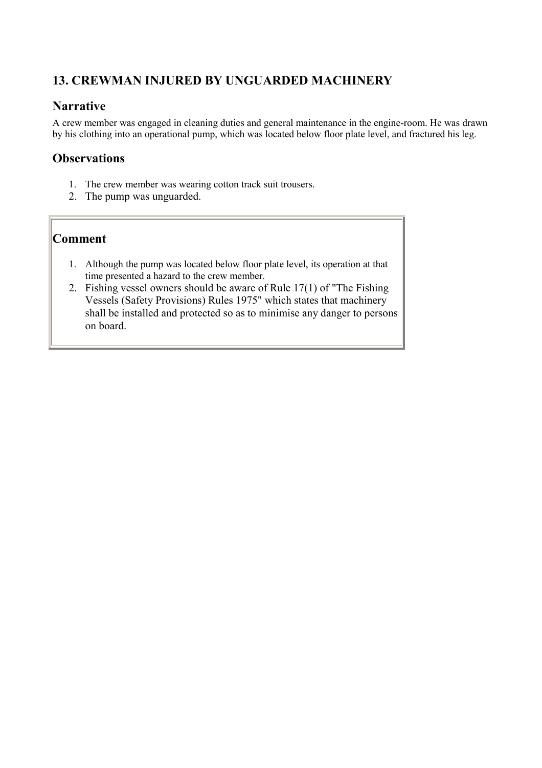## 13. CREWMAN INJURED BY UNGUARDED MACHINERY

### Narrative

A crew member was engaged in cleaning duties and general maintenance in the engine-room. He was drawn by his clothing into an operational pump, which was located below floor plate level, and fractured his leg.

### Observations

1. The crew member was wearing cotton track suit trousers.
2. The pump was unguarded.

### Comment

1. Although the pump was located below floor plate level, its operation at that time presented a hazard to the crew member.
2. Fishing vessel owners should be aware of Rule 17(1) of "The Fishing Vessels (Safety Provisions) Rules 1975" which states that machinery shall be installed and protected so as to minimise any danger to persons on board.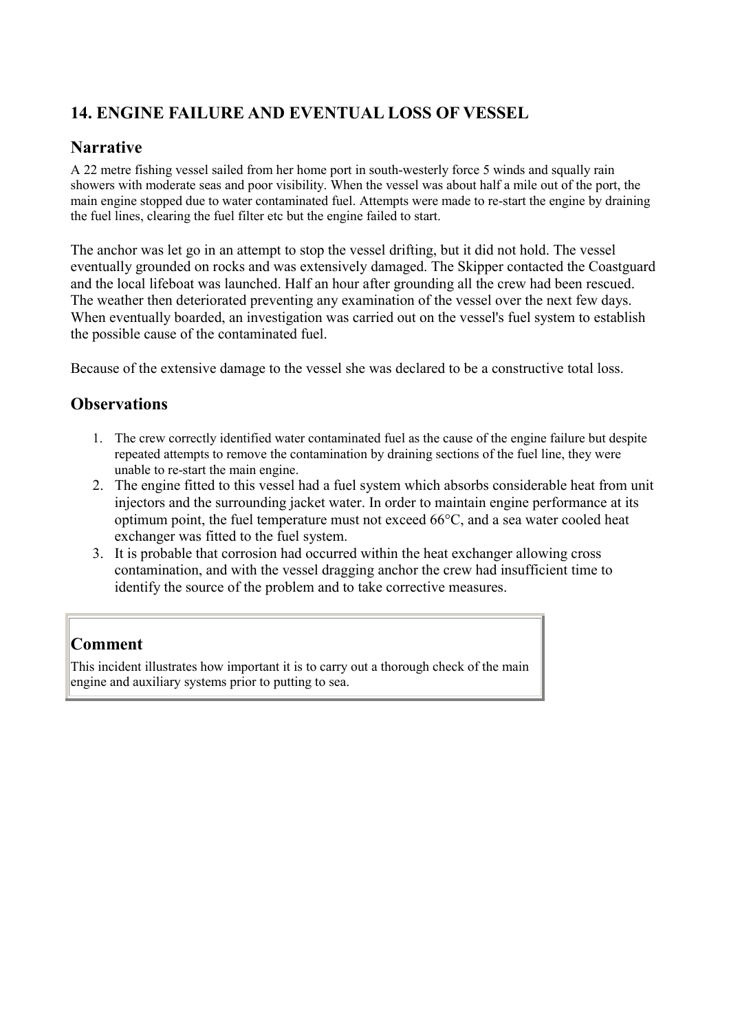## 14. ENGINE FAILURE AND EVENTUAL LOSS OF VESSEL

### Narrative

A 22 metre fishing vessel sailed from her home port in south-westerly force 5 winds and squally rain showers with moderate seas and poor visibility. When the vessel was about half a mile out of the port, the main engine stopped due to water contaminated fuel. Attempts were made to re-start the engine by draining the fuel lines, clearing the fuel filter etc but the engine failed to start.

The anchor was let go in an attempt to stop the vessel drifting, but it did not hold. The vessel eventually grounded on rocks and was extensively damaged. The Skipper contacted the Coastguard and the local lifeboat was launched. Half an hour after grounding all the crew had been rescued. The weather then deteriorated preventing any examination of the vessel over the next few days. When eventually boarded, an investigation was carried out on the vessel's fuel system to establish the possible cause of the contaminated fuel.

Because of the extensive damage to the vessel she was declared to be a constructive total loss.

### Observations

1. The crew correctly identified water contaminated fuel as the cause of the engine failure but despite repeated attempts to remove the contamination by draining sections of the fuel line, they were unable to re-start the main engine.
2. The engine fitted to this vessel had a fuel system which absorbs considerable heat from unit injectors and the surrounding jacket water. In order to maintain engine performance at its optimum point, the fuel temperature must not exceed 66°C, and a sea water cooled heat exchanger was fitted to the fuel system.
3. It is probable that corrosion had occurred within the heat exchanger allowing cross contamination, and with the vessel dragging anchor the crew had insufficient time to identify the source of the problem and to take corrective measures.

### Comment

This incident illustrates how important it is to carry out a thorough check of the main engine and auxiliary systems prior to putting to sea.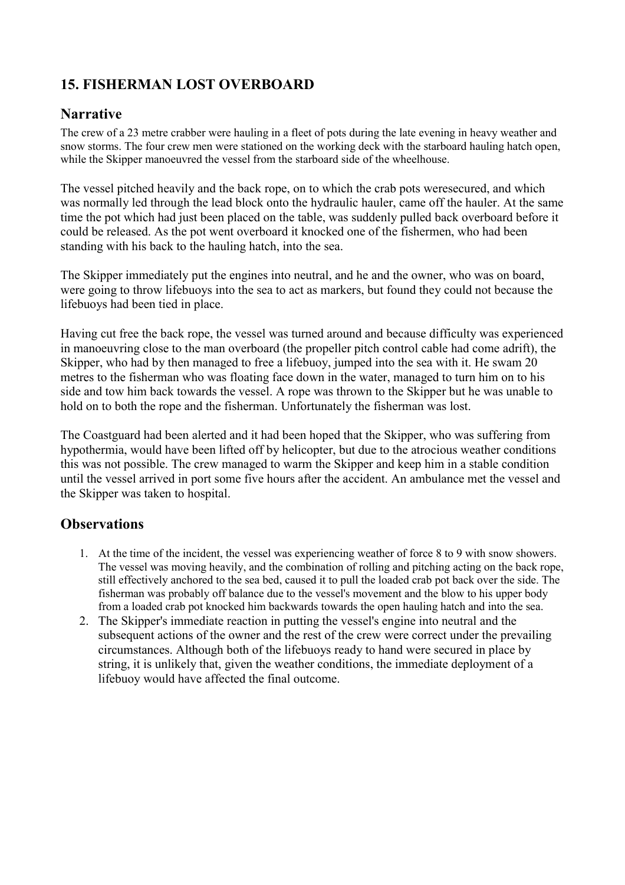## 15. FISHERMAN LOST OVERBOARD

### Narrative

The crew of a 23 metre crabber were hauling in a fleet of pots during the late evening in heavy weather and snow storms. The four crew men were stationed on the working deck with the starboard hauling hatch open, while the Skipper manoeuvred the vessel from the starboard side of the wheelhouse.

The vessel pitched heavily and the back rope, on to which the crab pots weresecured, and which was normally led through the lead block onto the hydraulic hauler, came off the hauler. At the same time the pot which had just been placed on the table, was suddenly pulled back overboard before it could be released. As the pot went overboard it knocked one of the fishermen, who had been standing with his back to the hauling hatch, into the sea.

The Skipper immediately put the engines into neutral, and he and the owner, who was on board, were going to throw lifebuoys into the sea to act as markers, but found they could not because the lifebuoys had been tied in place.

Having cut free the back rope, the vessel was turned around and because difficulty was experienced in manoeuvring close to the man overboard (the propeller pitch control cable had come adrift), the Skipper, who had by then managed to free a lifebuoy, jumped into the sea with it. He swam 20 metres to the fisherman who was floating face down in the water, managed to turn him on to his side and tow him back towards the vessel. A rope was thrown to the Skipper but he was unable to hold on to both the rope and the fisherman. Unfortunately the fisherman was lost.

The Coastguard had been alerted and it had been hoped that the Skipper, who was suffering from hypothermia, would have been lifted off by helicopter, but due to the atrocious weather conditions this was not possible. The crew managed to warm the Skipper and keep him in a stable condition until the vessel arrived in port some five hours after the accident. An ambulance met the vessel and the Skipper was taken to hospital.

### Observations

1. At the time of the incident, the vessel was experiencing weather of force 8 to 9 with snow showers. The vessel was moving heavily, and the combination of rolling and pitching acting on the back rope, still effectively anchored to the sea bed, caused it to pull the loaded crab pot back over the side. The fisherman was probably off balance due to the vessel's movement and the blow to his upper body from a loaded crab pot knocked him backwards towards the open hauling hatch and into the sea.
2. The Skipper's immediate reaction in putting the vessel's engine into neutral and the subsequent actions of the owner and the rest of the crew were correct under the prevailing circumstances. Although both of the lifebuoys ready to hand were secured in place by string, it is unlikely that, given the weather conditions, the immediate deployment of a lifebuoy would have affected the final outcome.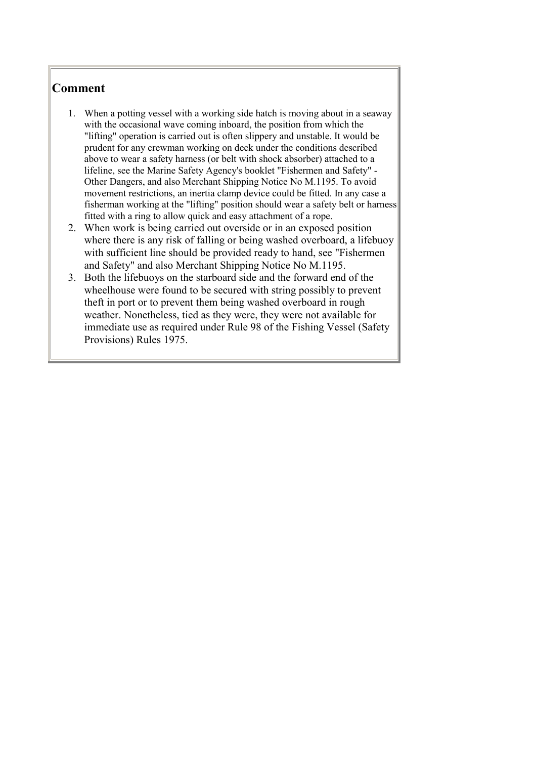## Comment

1. When a potting vessel with a working side hatch is moving about in a seaway with the occasional wave coming inboard, the position from which the "lifting" operation is carried out is often slippery and unstable. It would be prudent for any crewman working on deck under the conditions described above to wear a safety harness (or belt with shock absorber) attached to a lifeline, see the Marine Safety Agency's booklet "Fishermen and Safety" - Other Dangers, and also Merchant Shipping Notice No M.1195. To avoid movement restrictions, an inertia clamp device could be fitted. In any case a fisherman working at the "lifting" position should wear a safety belt or harness fitted with a ring to allow quick and easy attachment of a rope.
2. When work is being carried out overside or in an exposed position where there is any risk of falling or being washed overboard, a lifebuoy with sufficient line should be provided ready to hand, see "Fishermen and Safety" and also Merchant Shipping Notice No M.1195.
3. Both the lifebuoys on the starboard side and the forward end of the wheelhouse were found to be secured with string possibly to prevent theft in port or to prevent them being washed overboard in rough weather. Nonetheless, tied as they were, they were not available for immediate use as required under Rule 98 of the Fishing Vessel (Safety Provisions) Rules 1975.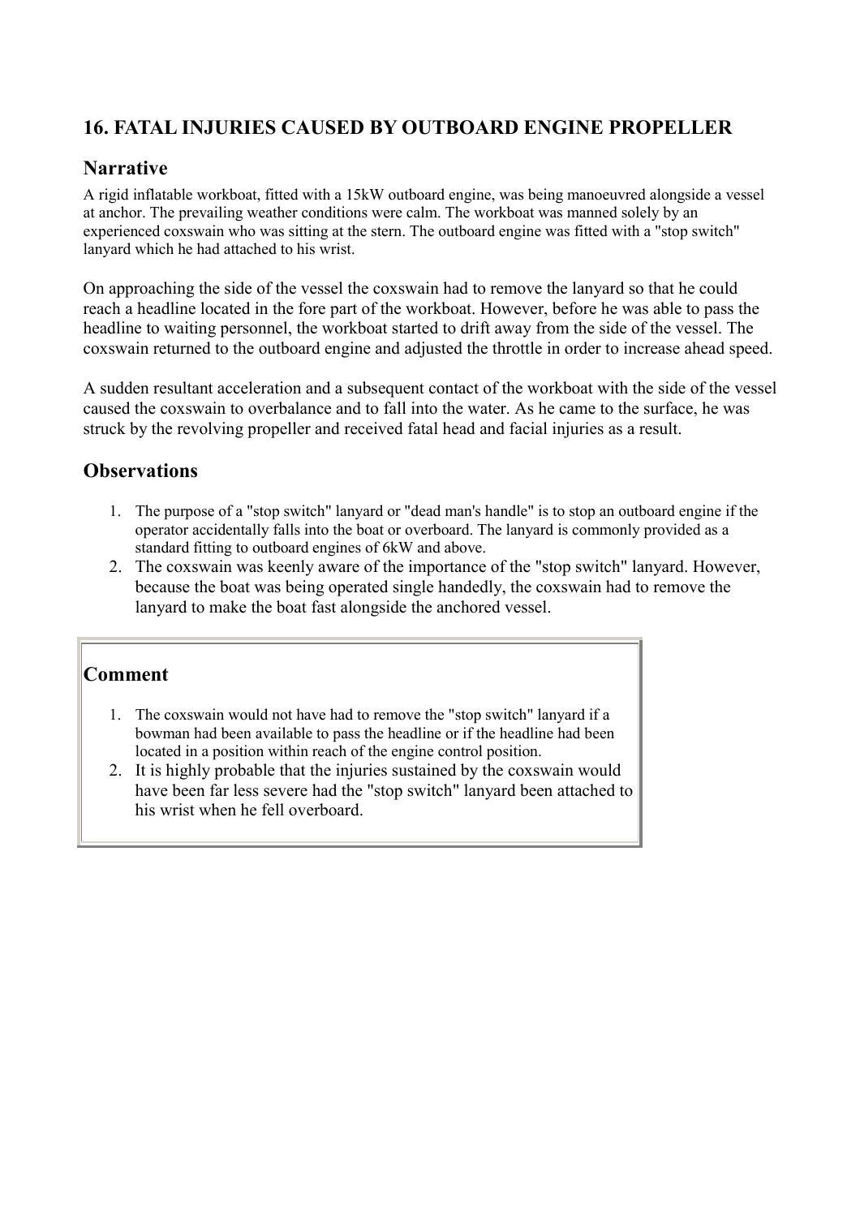## 16. FATAL INJURIES CAUSED BY OUTBOARD ENGINE PROPELLER

### Narrative

A rigid inflatable workboat, fitted with a 15kW outboard engine, was being manoeuvred alongside a vessel at anchor. The prevailing weather conditions were calm. The workboat was manned solely by an experienced coxswain who was sitting at the stern. The outboard engine was fitted with a "stop switch" lanyard which he had attached to his wrist.

On approaching the side of the vessel the coxswain had to remove the lanyard so that he could reach a headline located in the fore part of the workboat. However, before he was able to pass the headline to waiting personnel, the workboat started to drift away from the side of the vessel. The coxswain returned to the outboard engine and adjusted the throttle in order to increase ahead speed.

A sudden resultant acceleration and a subsequent contact of the workboat with the side of the vessel caused the coxswain to overbalance and to fall into the water. As he came to the surface, he was struck by the revolving propeller and received fatal head and facial injuries as a result.

### Observations

1. The purpose of a "stop switch" lanyard or "dead man's handle" is to stop an outboard engine if the operator accidentally falls into the boat or overboard. The lanyard is commonly provided as a standard fitting to outboard engines of 6kW and above.
2. The coxswain was keenly aware of the importance of the "stop switch" lanyard. However, because the boat was being operated single handedly, the coxswain had to remove the lanyard to make the boat fast alongside the anchored vessel.

### Comment

1. The coxswain would not have had to remove the "stop switch" lanyard if a bowman had been available to pass the headline or if the headline had been located in a position within reach of the engine control position.
2. It is highly probable that the injuries sustained by the coxswain would have been far less severe had the "stop switch" lanyard been attached to his wrist when he fell overboard.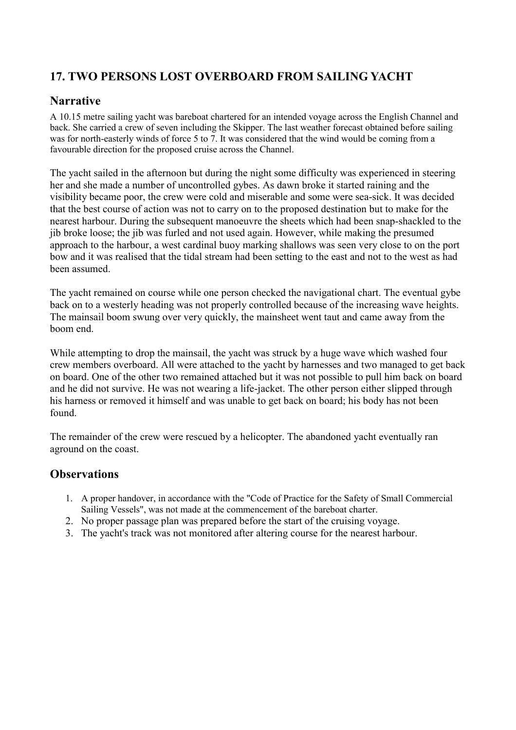## 17. TWO PERSONS LOST OVERBOARD FROM SAILING YACHT

### Narrative

A 10.15 metre sailing yacht was bareboat chartered for an intended voyage across the English Channel and back. She carried a crew of seven including the Skipper. The last weather forecast obtained before sailing was for north-easterly winds of force 5 to 7. It was considered that the wind would be coming from a favourable direction for the proposed cruise across the Channel.

The yacht sailed in the afternoon but during the night some difficulty was experienced in steering her and she made a number of uncontrolled gybes. As dawn broke it started raining and the visibility became poor, the crew were cold and miserable and some were sea-sick. It was decided that the best course of action was not to carry on to the proposed destination but to make for the nearest harbour. During the subsequent manoeuvre the sheets which had been snap-shackled to the jib broke loose; the jib was furled and not used again. However, while making the presumed approach to the harbour, a west cardinal buoy marking shallows was seen very close to on the port bow and it was realised that the tidal stream had been setting to the east and not to the west as had been assumed.

The yacht remained on course while one person checked the navigational chart. The eventual gybe back on to a westerly heading was not properly controlled because of the increasing wave heights. The mainsail boom swung over very quickly, the mainsheet went taut and came away from the boom end.

While attempting to drop the mainsail, the yacht was struck by a huge wave which washed four crew members overboard. All were attached to the yacht by harnesses and two managed to get back on board. One of the other two remained attached but it was not possible to pull him back on board and he did not survive. He was not wearing a life-jacket. The other person either slipped through his harness or removed it himself and was unable to get back on board; his body has not been found.

The remainder of the crew were rescued by a helicopter. The abandoned yacht eventually ran aground on the coast.

### Observations

1. A proper handover, in accordance with the "Code of Practice for the Safety of Small Commercial Sailing Vessels", was not made at the commencement of the bareboat charter.
2. No proper passage plan was prepared before the start of the cruising voyage.
3. The yacht's track was not monitored after altering course for the nearest harbour.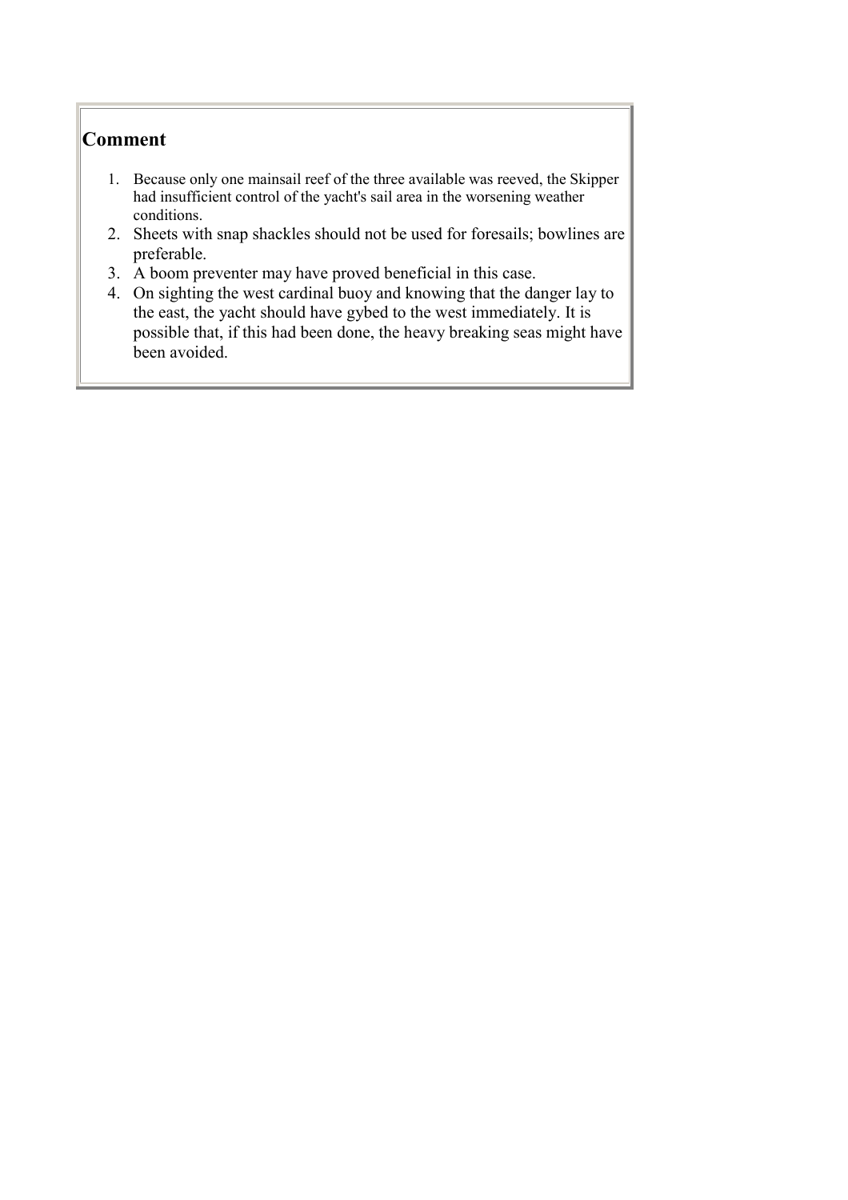## Comment

1. Because only one mainsail reef of the three available was reeved, the Skipper had insufficient control of the yacht's sail area in the worsening weather conditions.
2. Sheets with snap shackles should not be used for foresails; bowlines are preferable.
3. A boom preventer may have proved beneficial in this case.
4. On sighting the west cardinal buoy and knowing that the danger lay to the east, the yacht should have gybed to the west immediately. It is possible that, if this had been done, the heavy breaking seas might have been avoided.